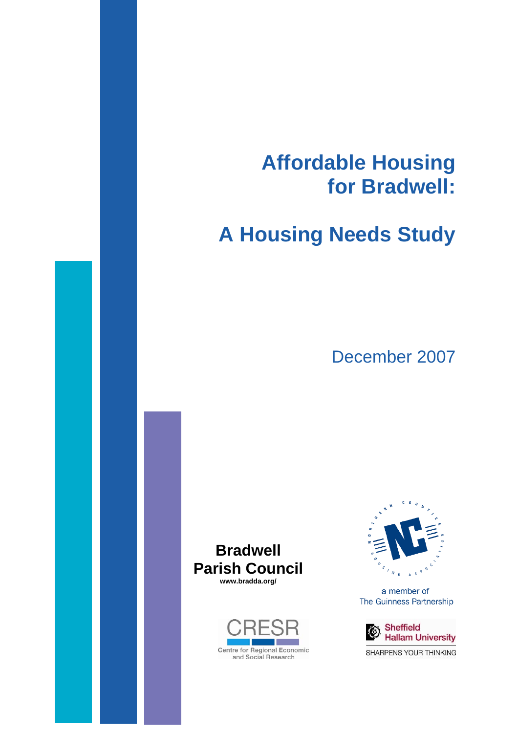# Affordable Housing for Bradwell:

# A Housing Needs Study

December 2007

**Bradwell Parish Council**
**www.bradda.org/**

NORTHERN COUNTIES HOUSING ASSOCIATION

a member of The Guinness Partnership

CRESR
Centre for Regional Economic and Social Research

Sheffield Hallam University
SHARPENS YOUR THINKING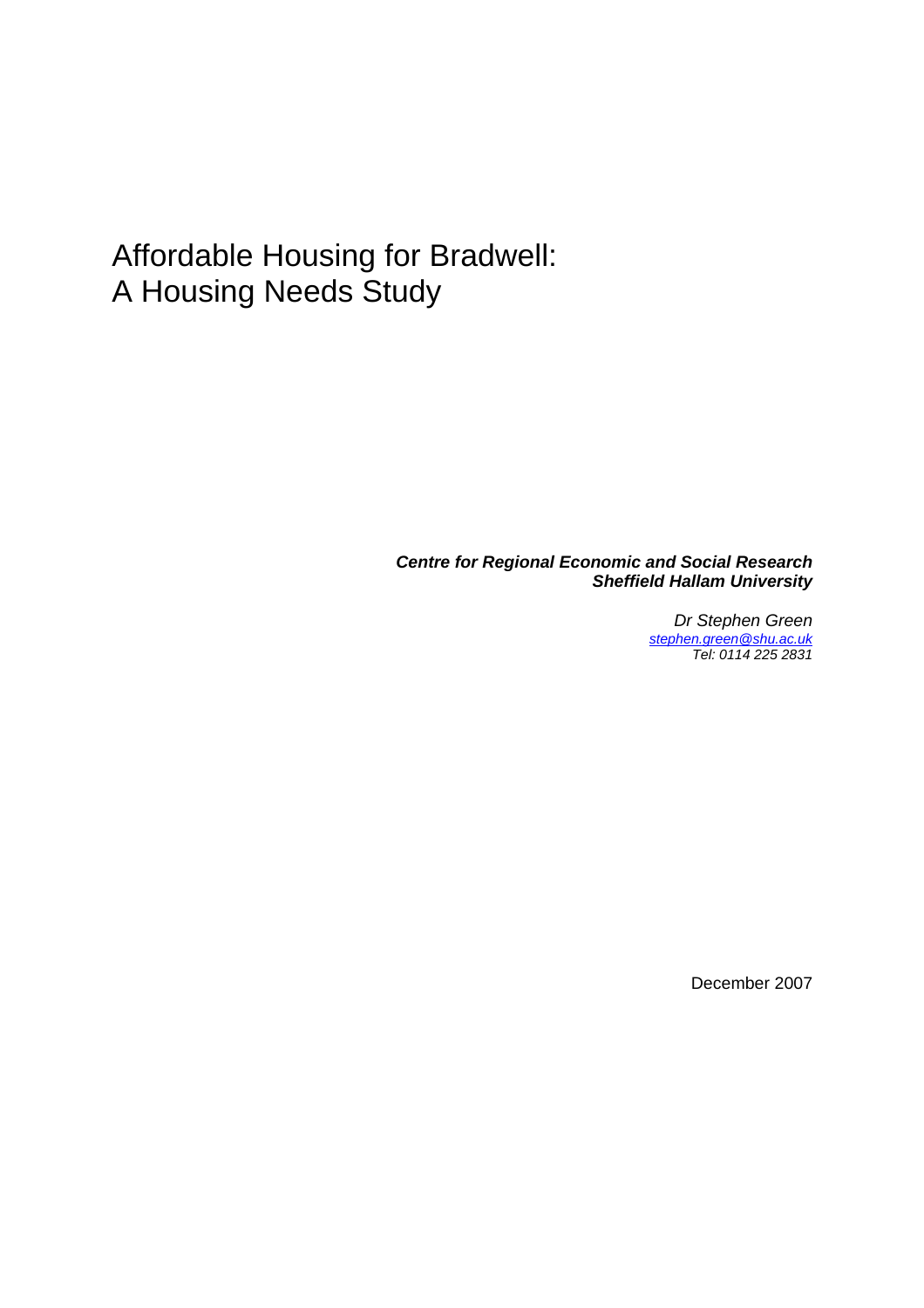# Affordable Housing for Bradwell: A Housing Needs Study

***Centre for Regional Economic and Social Research***
***Sheffield Hallam University***

*Dr Stephen Green*
*stephen.green@shu.ac.uk*
*Tel: 0114 225 2831*

December 2007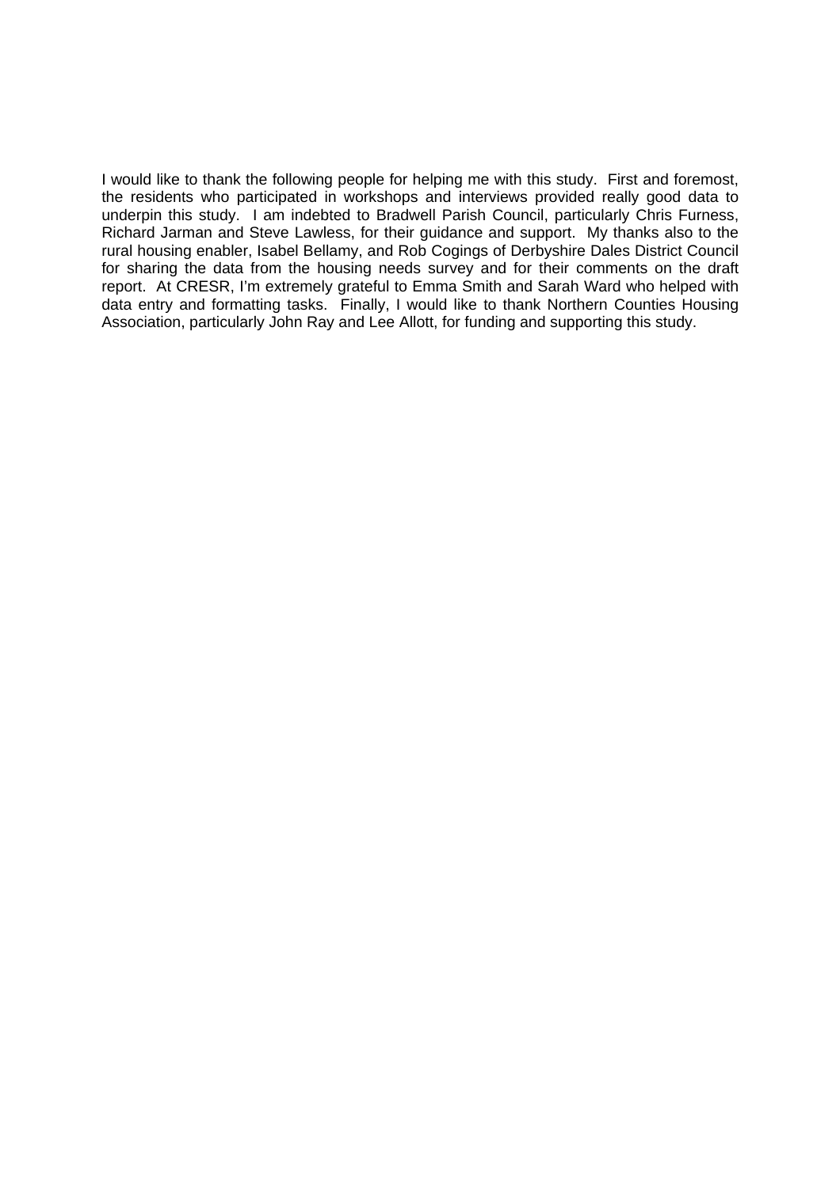I would like to thank the following people for helping me with this study. First and foremost, the residents who participated in workshops and interviews provided really good data to underpin this study. I am indebted to Bradwell Parish Council, particularly Chris Furness, Richard Jarman and Steve Lawless, for their guidance and support. My thanks also to the rural housing enabler, Isabel Bellamy, and Rob Cogings of Derbyshire Dales District Council for sharing the data from the housing needs survey and for their comments on the draft report. At CRESR, I'm extremely grateful to Emma Smith and Sarah Ward who helped with data entry and formatting tasks. Finally, I would like to thank Northern Counties Housing Association, particularly John Ray and Lee Allott, for funding and supporting this study.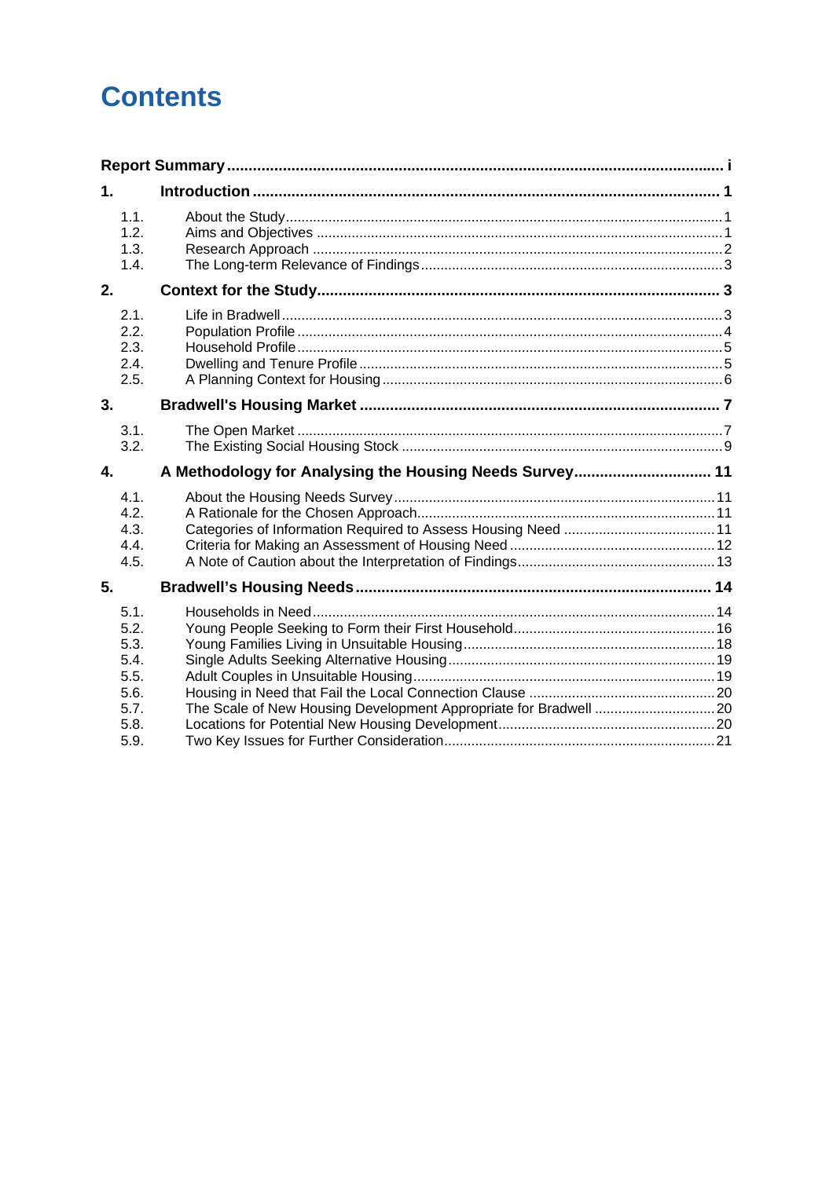# Contents

**Report Summary** ..... i

**1. Introduction** ..... 1

- 1.1. About the Study ..... 1
- 1.2. Aims and Objectives ..... 1
- 1.3. Research Approach ..... 2
- 1.4. The Long-term Relevance of Findings ..... 3

**2. Context for the Study** ..... 3

- 2.1. Life in Bradwell ..... 3
- 2.2. Population Profile ..... 4
- 2.3. Household Profile ..... 5
- 2.4. Dwelling and Tenure Profile ..... 5
- 2.5. A Planning Context for Housing ..... 6

**3. Bradwell's Housing Market** ..... 7

- 3.1. The Open Market ..... 7
- 3.2. The Existing Social Housing Stock ..... 9

**4. A Methodology for Analysing the Housing Needs Survey** ..... 11

- 4.1. About the Housing Needs Survey ..... 11
- 4.2. A Rationale for the Chosen Approach ..... 11
- 4.3. Categories of Information Required to Assess Housing Need ..... 11
- 4.4. Criteria for Making an Assessment of Housing Need ..... 12
- 4.5. A Note of Caution about the Interpretation of Findings ..... 13

**5. Bradwell's Housing Needs** ..... 14

- 5.1. Households in Need ..... 14
- 5.2. Young People Seeking to Form their First Household ..... 16
- 5.3. Young Families Living in Unsuitable Housing ..... 18
- 5.4. Single Adults Seeking Alternative Housing ..... 19
- 5.5. Adult Couples in Unsuitable Housing ..... 19
- 5.6. Housing in Need that Fail the Local Connection Clause ..... 20
- 5.7. The Scale of New Housing Development Appropriate for Bradwell ..... 20
- 5.8. Locations for Potential New Housing Development ..... 20
- 5.9. Two Key Issues for Further Consideration ..... 21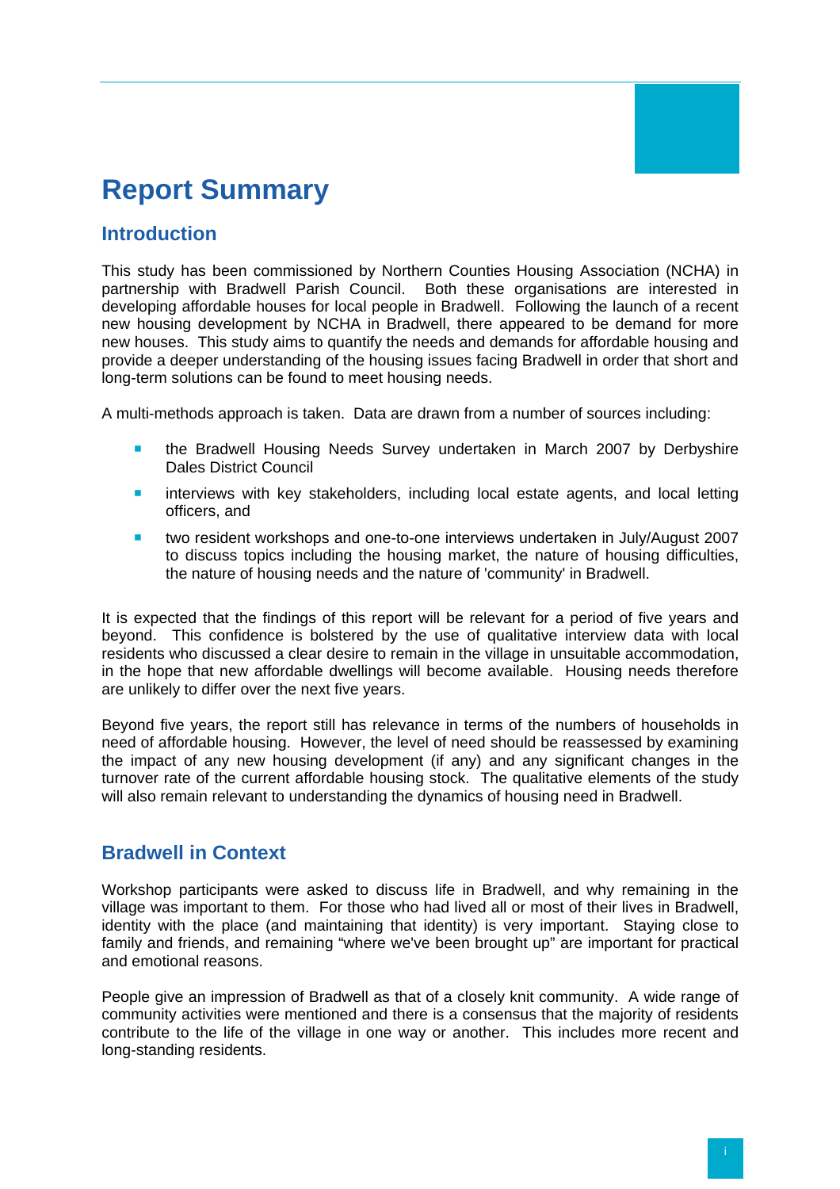# Report Summary

## Introduction

This study has been commissioned by Northern Counties Housing Association (NCHA) in partnership with Bradwell Parish Council. Both these organisations are interested in developing affordable houses for local people in Bradwell. Following the launch of a recent new housing development by NCHA in Bradwell, there appeared to be demand for more new houses. This study aims to quantify the needs and demands for affordable housing and provide a deeper understanding of the housing issues facing Bradwell in order that short and long-term solutions can be found to meet housing needs.

A multi-methods approach is taken. Data are drawn from a number of sources including:

- the Bradwell Housing Needs Survey undertaken in March 2007 by Derbyshire Dales District Council
- interviews with key stakeholders, including local estate agents, and local letting officers, and
- two resident workshops and one-to-one interviews undertaken in July/August 2007 to discuss topics including the housing market, the nature of housing difficulties, the nature of housing needs and the nature of 'community' in Bradwell.

It is expected that the findings of this report will be relevant for a period of five years and beyond. This confidence is bolstered by the use of qualitative interview data with local residents who discussed a clear desire to remain in the village in unsuitable accommodation, in the hope that new affordable dwellings will become available. Housing needs therefore are unlikely to differ over the next five years.

Beyond five years, the report still has relevance in terms of the numbers of households in need of affordable housing. However, the level of need should be reassessed by examining the impact of any new housing development (if any) and any significant changes in the turnover rate of the current affordable housing stock. The qualitative elements of the study will also remain relevant to understanding the dynamics of housing need in Bradwell.

## Bradwell in Context

Workshop participants were asked to discuss life in Bradwell, and why remaining in the village was important to them. For those who had lived all or most of their lives in Bradwell, identity with the place (and maintaining that identity) is very important. Staying close to family and friends, and remaining "where we've been brought up" are important for practical and emotional reasons.

People give an impression of Bradwell as that of a closely knit community. A wide range of community activities were mentioned and there is a consensus that the majority of residents contribute to the life of the village in one way or another. This includes more recent and long-standing residents.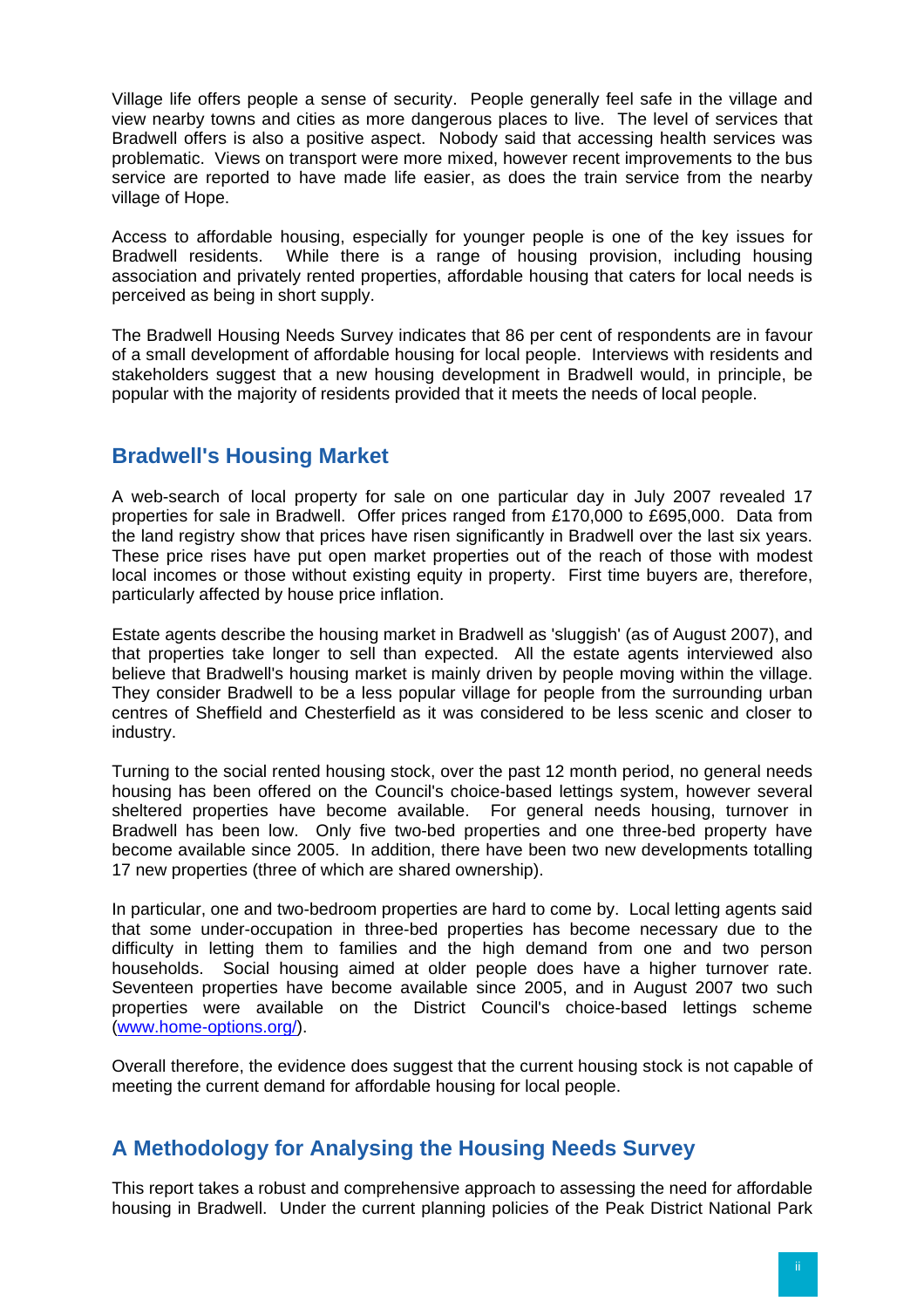Village life offers people a sense of security. People generally feel safe in the village and view nearby towns and cities as more dangerous places to live. The level of services that Bradwell offers is also a positive aspect. Nobody said that accessing health services was problematic. Views on transport were more mixed, however recent improvements to the bus service are reported to have made life easier, as does the train service from the nearby village of Hope.

Access to affordable housing, especially for younger people is one of the key issues for Bradwell residents. While there is a range of housing provision, including housing association and privately rented properties, affordable housing that caters for local needs is perceived as being in short supply.

The Bradwell Housing Needs Survey indicates that 86 per cent of respondents are in favour of a small development of affordable housing for local people. Interviews with residents and stakeholders suggest that a new housing development in Bradwell would, in principle, be popular with the majority of residents provided that it meets the needs of local people.

## Bradwell's Housing Market

A web-search of local property for sale on one particular day in July 2007 revealed 17 properties for sale in Bradwell. Offer prices ranged from £170,000 to £695,000. Data from the land registry show that prices have risen significantly in Bradwell over the last six years. These price rises have put open market properties out of the reach of those with modest local incomes or those without existing equity in property. First time buyers are, therefore, particularly affected by house price inflation.

Estate agents describe the housing market in Bradwell as 'sluggish' (as of August 2007), and that properties take longer to sell than expected. All the estate agents interviewed also believe that Bradwell's housing market is mainly driven by people moving within the village. They consider Bradwell to be a less popular village for people from the surrounding urban centres of Sheffield and Chesterfield as it was considered to be less scenic and closer to industry.

Turning to the social rented housing stock, over the past 12 month period, no general needs housing has been offered on the Council's choice-based lettings system, however several sheltered properties have become available. For general needs housing, turnover in Bradwell has been low. Only five two-bed properties and one three-bed property have become available since 2005. In addition, there have been two new developments totalling 17 new properties (three of which are shared ownership).

In particular, one and two-bedroom properties are hard to come by. Local letting agents said that some under-occupation in three-bed properties has become necessary due to the difficulty in letting them to families and the high demand from one and two person households. Social housing aimed at older people does have a higher turnover rate. Seventeen properties have become available since 2005, and in August 2007 two such properties were available on the District Council's choice-based lettings scheme (www.home-options.org/).

Overall therefore, the evidence does suggest that the current housing stock is not capable of meeting the current demand for affordable housing for local people.

## A Methodology for Analysing the Housing Needs Survey

This report takes a robust and comprehensive approach to assessing the need for affordable housing in Bradwell. Under the current planning policies of the Peak District National Park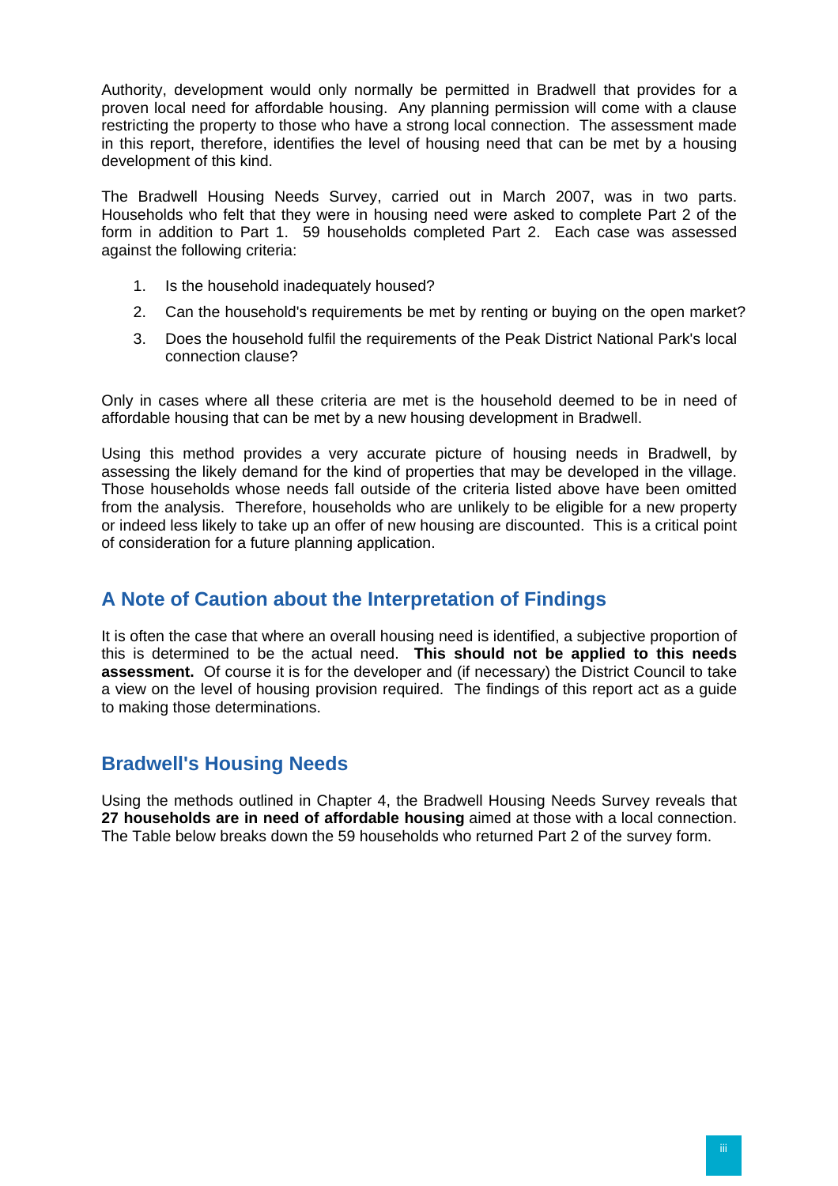Authority, development would only normally be permitted in Bradwell that provides for a proven local need for affordable housing. Any planning permission will come with a clause restricting the property to those who have a strong local connection. The assessment made in this report, therefore, identifies the level of housing need that can be met by a housing development of this kind.

The Bradwell Housing Needs Survey, carried out in March 2007, was in two parts. Households who felt that they were in housing need were asked to complete Part 2 of the form in addition to Part 1. 59 households completed Part 2. Each case was assessed against the following criteria:

1. Is the household inadequately housed?
2. Can the household's requirements be met by renting or buying on the open market?
3. Does the household fulfil the requirements of the Peak District National Park's local connection clause?

Only in cases where all these criteria are met is the household deemed to be in need of affordable housing that can be met by a new housing development in Bradwell.

Using this method provides a very accurate picture of housing needs in Bradwell, by assessing the likely demand for the kind of properties that may be developed in the village. Those households whose needs fall outside of the criteria listed above have been omitted from the analysis. Therefore, households who are unlikely to be eligible for a new property or indeed less likely to take up an offer of new housing are discounted. This is a critical point of consideration for a future planning application.

## A Note of Caution about the Interpretation of Findings

It is often the case that where an overall housing need is identified, a subjective proportion of this is determined to be the actual need. **This should not be applied to this needs assessment.** Of course it is for the developer and (if necessary) the District Council to take a view on the level of housing provision required. The findings of this report act as a guide to making those determinations.

## Bradwell's Housing Needs

Using the methods outlined in Chapter 4, the Bradwell Housing Needs Survey reveals that **27 households are in need of affordable housing** aimed at those with a local connection. The Table below breaks down the 59 households who returned Part 2 of the survey form.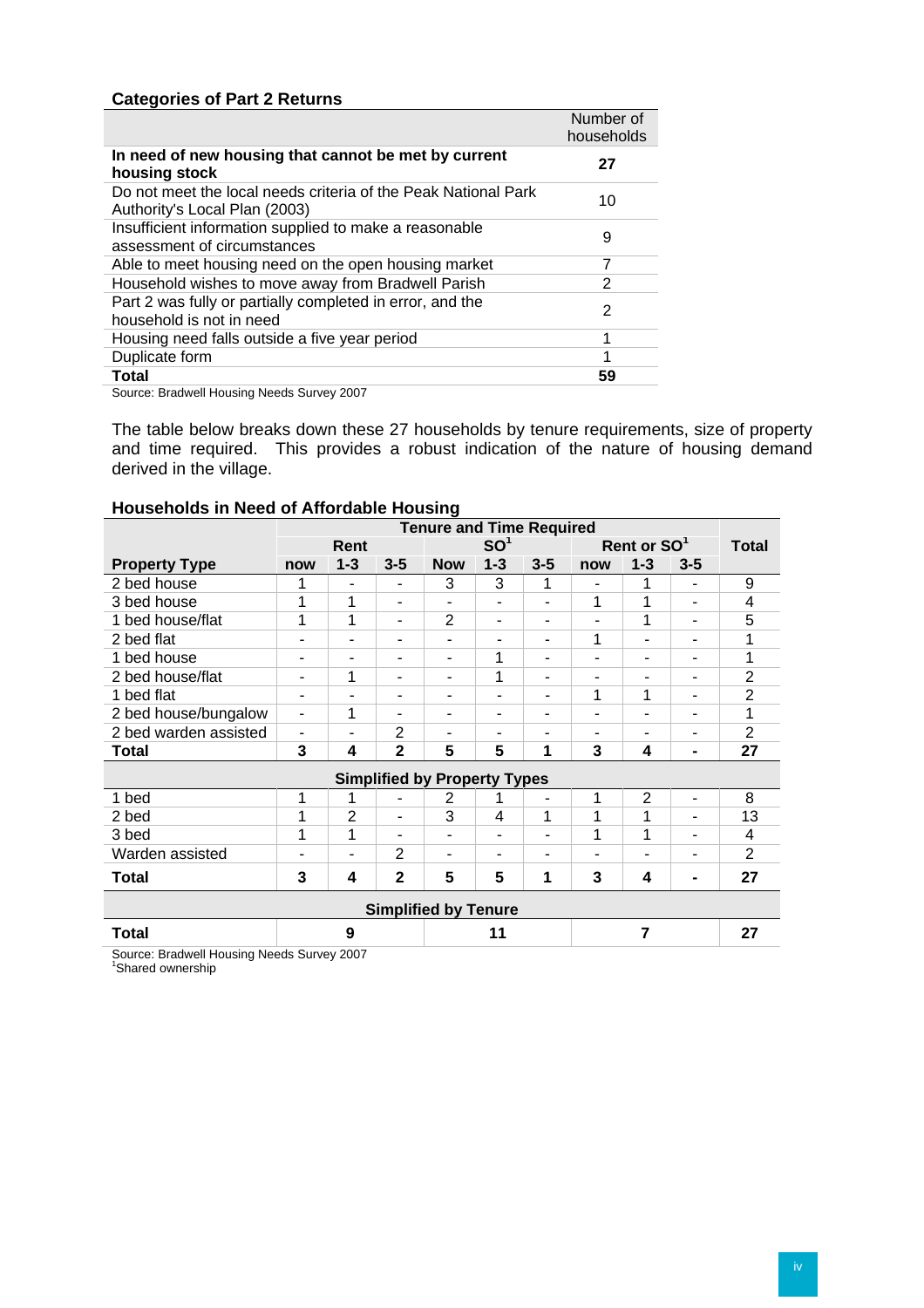**Categories of Part 2 Returns**

| | Number of households |
|---|---|
| **In need of new housing that cannot be met by current housing stock** | **27** |
| Do not meet the local needs criteria of the Peak National Park Authority's Local Plan (2003) | 10 |
| Insufficient information supplied to make a reasonable assessment of circumstances | 9 |
| Able to meet housing need on the open housing market | 7 |
| Household wishes to move away from Bradwell Parish | 2 |
| Part 2 was fully or partially completed in error, and the household is not in need | 2 |
| Housing need falls outside a five year period | 1 |
| Duplicate form | 1 |
| **Total** | **59** |

Source: Bradwell Housing Needs Survey 2007

The table below breaks down these 27 households by tenure requirements, size of property and time required. This provides a robust indication of the nature of housing demand derived in the village.

**Households in Need of Affordable Housing**

| | Tenure and Time Required | | | | | | | | | |
|---|---|---|---|---|---|---|---|---|---|---|
| | Rent | | | SO[1] | | | Rent or SO[1] | | | Total |
| **Property Type** | now | 1-3 | 3-5 | Now | 1-3 | 3-5 | now | 1-3 | 3-5 | |
| 2 bed house | 1 | - | - | 3 | 3 | 1 | - | 1 | - | 9 |
| 3 bed house | 1 | 1 | - | - | - | - | 1 | 1 | - | 4 |
| 1 bed house/flat | 1 | 1 | - | 2 | - | - | - | 1 | - | 5 |
| 2 bed flat | - | - | - | - | - | - | 1 | - | - | 1 |
| 1 bed house | - | - | - | - | 1 | - | - | - | - | 1 |
| 2 bed house/flat | - | 1 | - | - | 1 | - | - | - | - | 2 |
| 1 bed flat | - | - | - | - | - | - | 1 | 1 | - | 2 |
| 2 bed house/bungalow | - | 1 | - | - | - | - | - | - | - | 1 |
| 2 bed warden assisted | - | - | 2 | - | - | - | - | - | - | 2 |
| **Total** | **3** | **4** | **2** | **5** | **5** | **1** | **3** | **4** | **-** | **27** |
| **Simplified by Property Types** | | | | | | | | | | |
| 1 bed | 1 | 1 | - | 2 | 1 | - | 1 | 2 | - | 8 |
| 2 bed | 1 | 2 | - | 3 | 4 | 1 | 1 | 1 | - | 13 |
| 3 bed | 1 | 1 | - | - | - | - | 1 | 1 | - | 4 |
| Warden assisted | - | - | 2 | - | - | - | - | - | - | 2 |
| **Total** | **3** | **4** | **2** | **5** | **5** | **1** | **3** | **4** | **-** | **27** |
| **Simplified by Tenure** | | | | | | | | | | |
| **Total** | **9** | | | **11** | | | **7** | | | **27** |

Source: Bradwell Housing Needs Survey 2007
[1]Shared ownership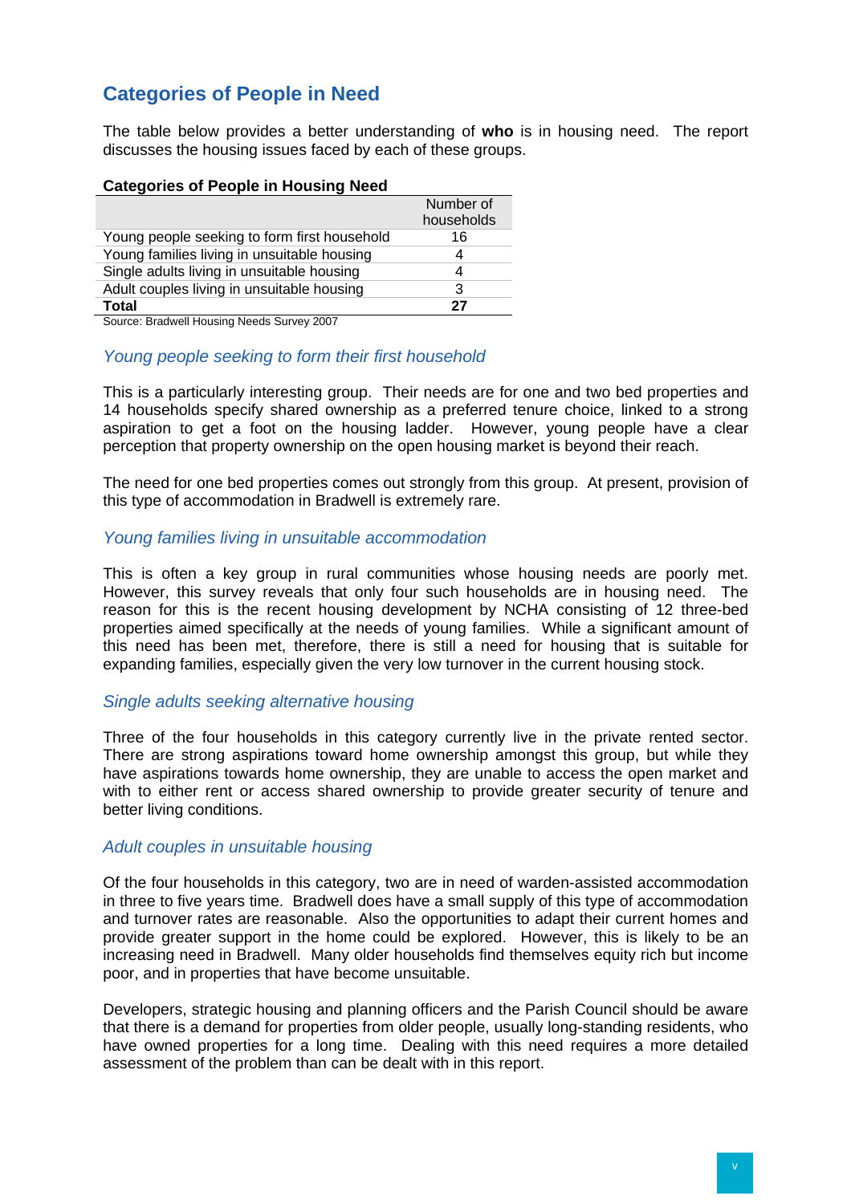## Categories of People in Need

The table below provides a better understanding of **who** is in housing need. The report discusses the housing issues faced by each of these groups.

**Categories of People in Housing Need**

| | Number of households |
|---|---|
| Young people seeking to form first household | 16 |
| Young families living in unsuitable housing | 4 |
| Single adults living in unsuitable housing | 4 |
| Adult couples living in unsuitable housing | 3 |
| **Total** | **27** |

Source: Bradwell Housing Needs Survey 2007

### *Young people seeking to form their first household*

This is a particularly interesting group. Their needs are for one and two bed properties and 14 households specify shared ownership as a preferred tenure choice, linked to a strong aspiration to get a foot on the housing ladder. However, young people have a clear perception that property ownership on the open housing market is beyond their reach.

The need for one bed properties comes out strongly from this group. At present, provision of this type of accommodation in Bradwell is extremely rare.

### *Young families living in unsuitable accommodation*

This is often a key group in rural communities whose housing needs are poorly met. However, this survey reveals that only four such households are in housing need. The reason for this is the recent housing development by NCHA consisting of 12 three-bed properties aimed specifically at the needs of young families. While a significant amount of this need has been met, therefore, there is still a need for housing that is suitable for expanding families, especially given the very low turnover in the current housing stock.

### *Single adults seeking alternative housing*

Three of the four households in this category currently live in the private rented sector. There are strong aspirations toward home ownership amongst this group, but while they have aspirations towards home ownership, they are unable to access the open market and with to either rent or access shared ownership to provide greater security of tenure and better living conditions.

### *Adult couples in unsuitable housing*

Of the four households in this category, two are in need of warden-assisted accommodation in three to five years time. Bradwell does have a small supply of this type of accommodation and turnover rates are reasonable. Also the opportunities to adapt their current homes and provide greater support in the home could be explored. However, this is likely to be an increasing need in Bradwell. Many older households find themselves equity rich but income poor, and in properties that have become unsuitable.

Developers, strategic housing and planning officers and the Parish Council should be aware that there is a demand for properties from older people, usually long-standing residents, who have owned properties for a long time. Dealing with this need requires a more detailed assessment of the problem than can be dealt with in this report.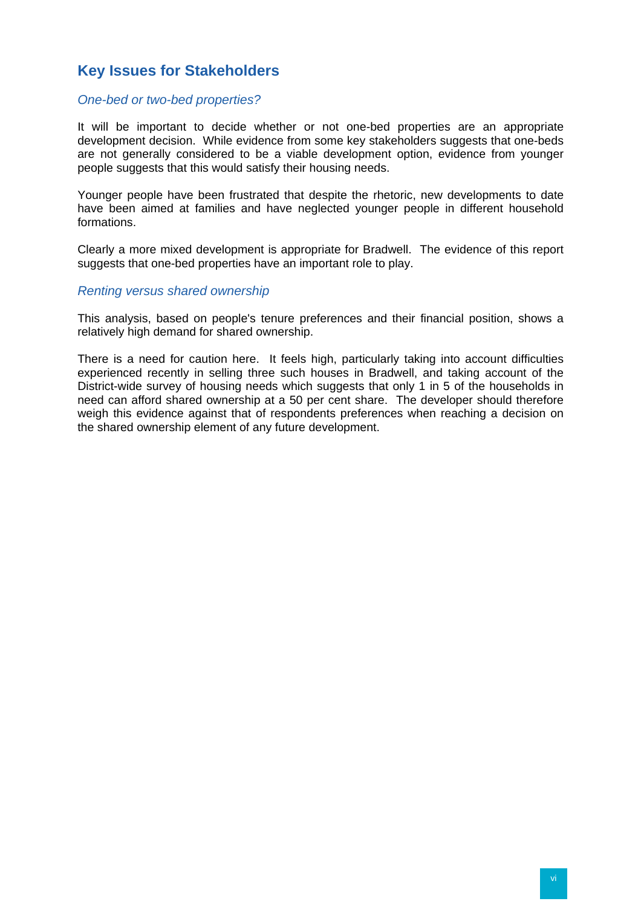## Key Issues for Stakeholders

### *One-bed or two-bed properties?*

It will be important to decide whether or not one-bed properties are an appropriate development decision. While evidence from some key stakeholders suggests that one-beds are not generally considered to be a viable development option, evidence from younger people suggests that this would satisfy their housing needs.

Younger people have been frustrated that despite the rhetoric, new developments to date have been aimed at families and have neglected younger people in different household formations.

Clearly a more mixed development is appropriate for Bradwell. The evidence of this report suggests that one-bed properties have an important role to play.

### *Renting versus shared ownership*

This analysis, based on people's tenure preferences and their financial position, shows a relatively high demand for shared ownership.

There is a need for caution here. It feels high, particularly taking into account difficulties experienced recently in selling three such houses in Bradwell, and taking account of the District-wide survey of housing needs which suggests that only 1 in 5 of the households in need can afford shared ownership at a 50 per cent share. The developer should therefore weigh this evidence against that of respondents preferences when reaching a decision on the shared ownership element of any future development.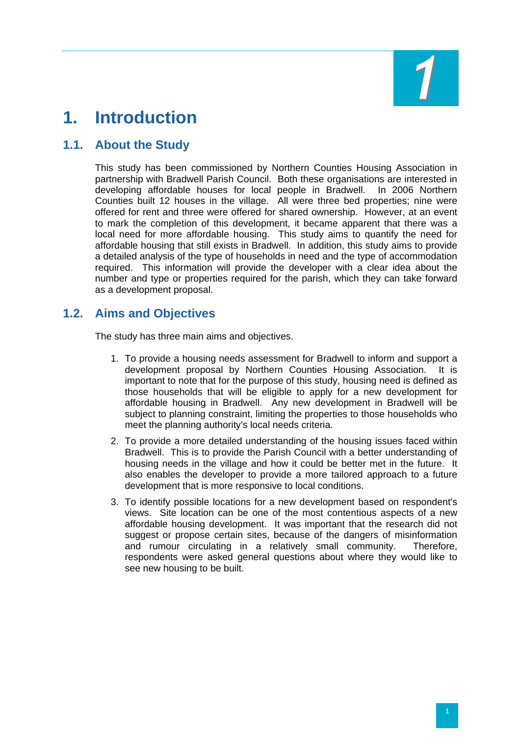# 1. Introduction

## 1.1. About the Study

This study has been commissioned by Northern Counties Housing Association in partnership with Bradwell Parish Council. Both these organisations are interested in developing affordable houses for local people in Bradwell. In 2006 Northern Counties built 12 houses in the village. All were three bed properties; nine were offered for rent and three were offered for shared ownership. However, at an event to mark the completion of this development, it became apparent that there was a local need for more affordable housing. This study aims to quantify the need for affordable housing that still exists in Bradwell. In addition, this study aims to provide a detailed analysis of the type of households in need and the type of accommodation required. This information will provide the developer with a clear idea about the number and type or properties required for the parish, which they can take forward as a development proposal.

## 1.2. Aims and Objectives

The study has three main aims and objectives.

1. To provide a housing needs assessment for Bradwell to inform and support a development proposal by Northern Counties Housing Association. It is important to note that for the purpose of this study, housing need is defined as those households that will be eligible to apply for a new development for affordable housing in Bradwell. Any new development in Bradwell will be subject to planning constraint, limiting the properties to those households who meet the planning authority's local needs criteria.

2. To provide a more detailed understanding of the housing issues faced within Bradwell. This is to provide the Parish Council with a better understanding of housing needs in the village and how it could be better met in the future. It also enables the developer to provide a more tailored approach to a future development that is more responsive to local conditions.

3. To identify possible locations for a new development based on respondent's views. Site location can be one of the most contentious aspects of a new affordable housing development. It was important that the research did not suggest or propose certain sites, because of the dangers of misinformation and rumour circulating in a relatively small community. Therefore, respondents were asked general questions about where they would like to see new housing to be built.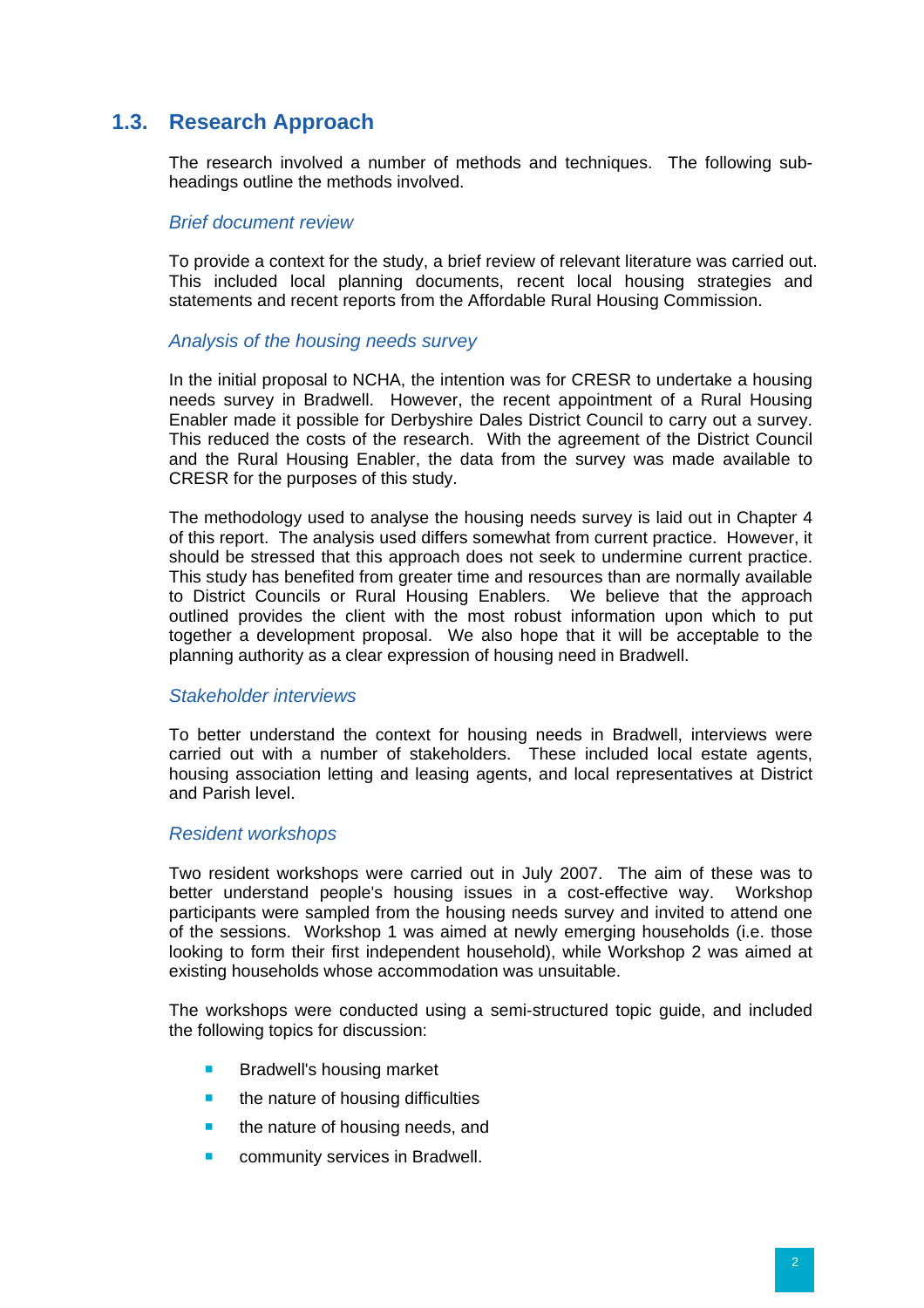## 1.3. Research Approach

The research involved a number of methods and techniques. The following sub-headings outline the methods involved.

### *Brief document review*

To provide a context for the study, a brief review of relevant literature was carried out. This included local planning documents, recent local housing strategies and statements and recent reports from the Affordable Rural Housing Commission.

### *Analysis of the housing needs survey*

In the initial proposal to NCHA, the intention was for CRESR to undertake a housing needs survey in Bradwell. However, the recent appointment of a Rural Housing Enabler made it possible for Derbyshire Dales District Council to carry out a survey. This reduced the costs of the research. With the agreement of the District Council and the Rural Housing Enabler, the data from the survey was made available to CRESR for the purposes of this study.

The methodology used to analyse the housing needs survey is laid out in Chapter 4 of this report. The analysis used differs somewhat from current practice. However, it should be stressed that this approach does not seek to undermine current practice. This study has benefited from greater time and resources than are normally available to District Councils or Rural Housing Enablers. We believe that the approach outlined provides the client with the most robust information upon which to put together a development proposal. We also hope that it will be acceptable to the planning authority as a clear expression of housing need in Bradwell.

### *Stakeholder interviews*

To better understand the context for housing needs in Bradwell, interviews were carried out with a number of stakeholders. These included local estate agents, housing association letting and leasing agents, and local representatives at District and Parish level.

### *Resident workshops*

Two resident workshops were carried out in July 2007. The aim of these was to better understand people's housing issues in a cost-effective way. Workshop participants were sampled from the housing needs survey and invited to attend one of the sessions. Workshop 1 was aimed at newly emerging households (i.e. those looking to form their first independent household), while Workshop 2 was aimed at existing households whose accommodation was unsuitable.

The workshops were conducted using a semi-structured topic guide, and included the following topics for discussion:

- Bradwell's housing market
- the nature of housing difficulties
- the nature of housing needs, and
- community services in Bradwell.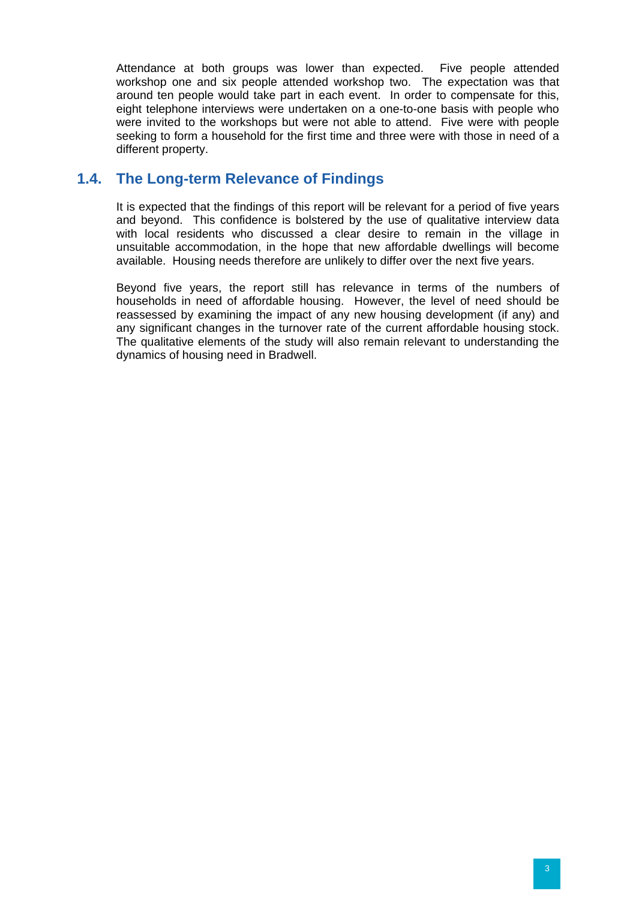Attendance at both groups was lower than expected. Five people attended workshop one and six people attended workshop two. The expectation was that around ten people would take part in each event. In order to compensate for this, eight telephone interviews were undertaken on a one-to-one basis with people who were invited to the workshops but were not able to attend. Five were with people seeking to form a household for the first time and three were with those in need of a different property.

## 1.4. The Long-term Relevance of Findings

It is expected that the findings of this report will be relevant for a period of five years and beyond. This confidence is bolstered by the use of qualitative interview data with local residents who discussed a clear desire to remain in the village in unsuitable accommodation, in the hope that new affordable dwellings will become available. Housing needs therefore are unlikely to differ over the next five years.

Beyond five years, the report still has relevance in terms of the numbers of households in need of affordable housing. However, the level of need should be reassessed by examining the impact of any new housing development (if any) and any significant changes in the turnover rate of the current affordable housing stock. The qualitative elements of the study will also remain relevant to understanding the dynamics of housing need in Bradwell.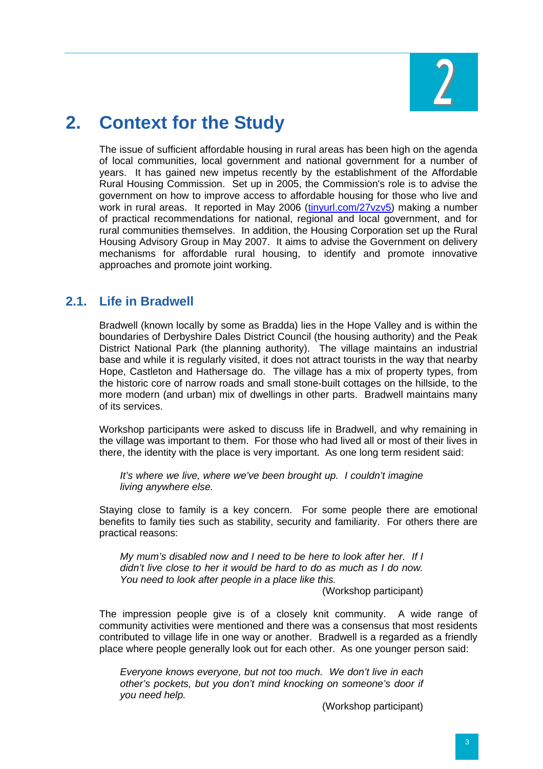# 2. Context for the Study

The issue of sufficient affordable housing in rural areas has been high on the agenda of local communities, local government and national government for a number of years. It has gained new impetus recently by the establishment of the Affordable Rural Housing Commission. Set up in 2005, the Commission's role is to advise the government on how to improve access to affordable housing for those who live and work in rural areas. It reported in May 2006 ([tinyurl.com/27vzv5](tinyurl.com/27vzv5)) making a number of practical recommendations for national, regional and local government, and for rural communities themselves. In addition, the Housing Corporation set up the Rural Housing Advisory Group in May 2007. It aims to advise the Government on delivery mechanisms for affordable rural housing, to identify and promote innovative approaches and promote joint working.

## 2.1. Life in Bradwell

Bradwell (known locally by some as Bradda) lies in the Hope Valley and is within the boundaries of Derbyshire Dales District Council (the housing authority) and the Peak District National Park (the planning authority). The village maintains an industrial base and while it is regularly visited, it does not attract tourists in the way that nearby Hope, Castleton and Hathersage do. The village has a mix of property types, from the historic core of narrow roads and small stone-built cottages on the hillside, to the more modern (and urban) mix of dwellings in other parts. Bradwell maintains many of its services.

Workshop participants were asked to discuss life in Bradwell, and why remaining in the village was important to them. For those who had lived all or most of their lives in there, the identity with the place is very important. As one long term resident said:

> *It's where we live, where we've been brought up. I couldn't imagine living anywhere else.*

Staying close to family is a key concern. For some people there are emotional benefits to family ties such as stability, security and familiarity. For others there are practical reasons:

> *My mum's disabled now and I need to be here to look after her. If I didn't live close to her it would be hard to do as much as I do now. You need to look after people in a place like this.*
>
> (Workshop participant)

The impression people give is of a closely knit community. A wide range of community activities were mentioned and there was a consensus that most residents contributed to village life in one way or another. Bradwell is a regarded as a friendly place where people generally look out for each other. As one younger person said:

> *Everyone knows everyone, but not too much. We don't live in each other's pockets, but you don't mind knocking on someone's door if you need help.*
>
> (Workshop participant)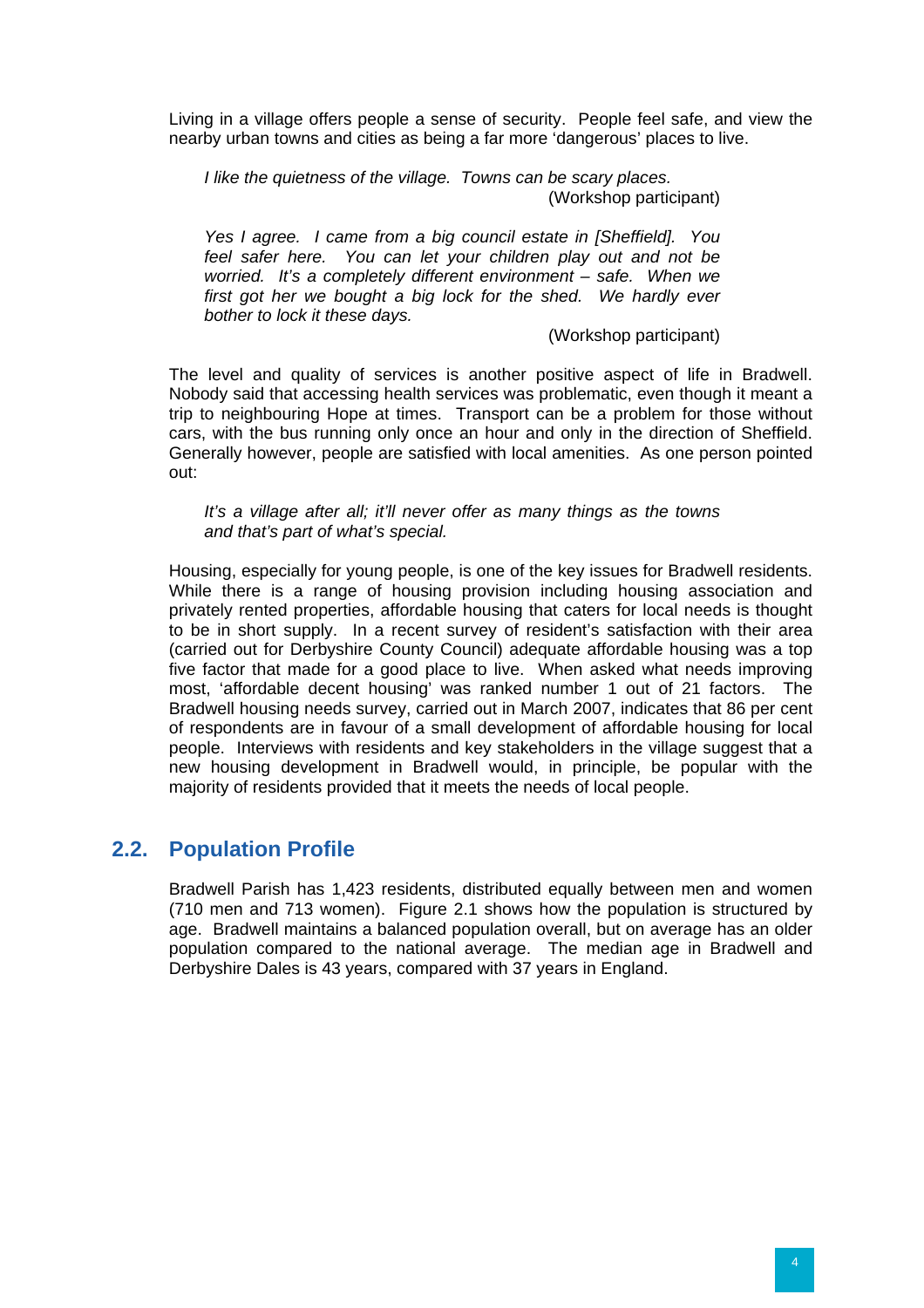Living in a village offers people a sense of security. People feel safe, and view the nearby urban towns and cities as being a far more 'dangerous' places to live.

> *I like the quietness of the village. Towns can be scary places.*
> (Workshop participant)

> *Yes I agree. I came from a big council estate in [Sheffield]. You feel safer here. You can let your children play out and not be worried. It's a completely different environment – safe. When we first got her we bought a big lock for the shed. We hardly ever bother to lock it these days.*
> (Workshop participant)

The level and quality of services is another positive aspect of life in Bradwell. Nobody said that accessing health services was problematic, even though it meant a trip to neighbouring Hope at times. Transport can be a problem for those without cars, with the bus running only once an hour and only in the direction of Sheffield. Generally however, people are satisfied with local amenities. As one person pointed out:

> *It's a village after all; it'll never offer as many things as the towns and that's part of what's special.*

Housing, especially for young people, is one of the key issues for Bradwell residents. While there is a range of housing provision including housing association and privately rented properties, affordable housing that caters for local needs is thought to be in short supply. In a recent survey of resident's satisfaction with their area (carried out for Derbyshire County Council) adequate affordable housing was a top five factor that made for a good place to live. When asked what needs improving most, 'affordable decent housing' was ranked number 1 out of 21 factors. The Bradwell housing needs survey, carried out in March 2007, indicates that 86 per cent of respondents are in favour of a small development of affordable housing for local people. Interviews with residents and key stakeholders in the village suggest that a new housing development in Bradwell would, in principle, be popular with the majority of residents provided that it meets the needs of local people.

## 2.2. Population Profile

Bradwell Parish has 1,423 residents, distributed equally between men and women (710 men and 713 women). Figure 2.1 shows how the population is structured by age. Bradwell maintains a balanced population overall, but on average has an older population compared to the national average. The median age in Bradwell and Derbyshire Dales is 43 years, compared with 37 years in England.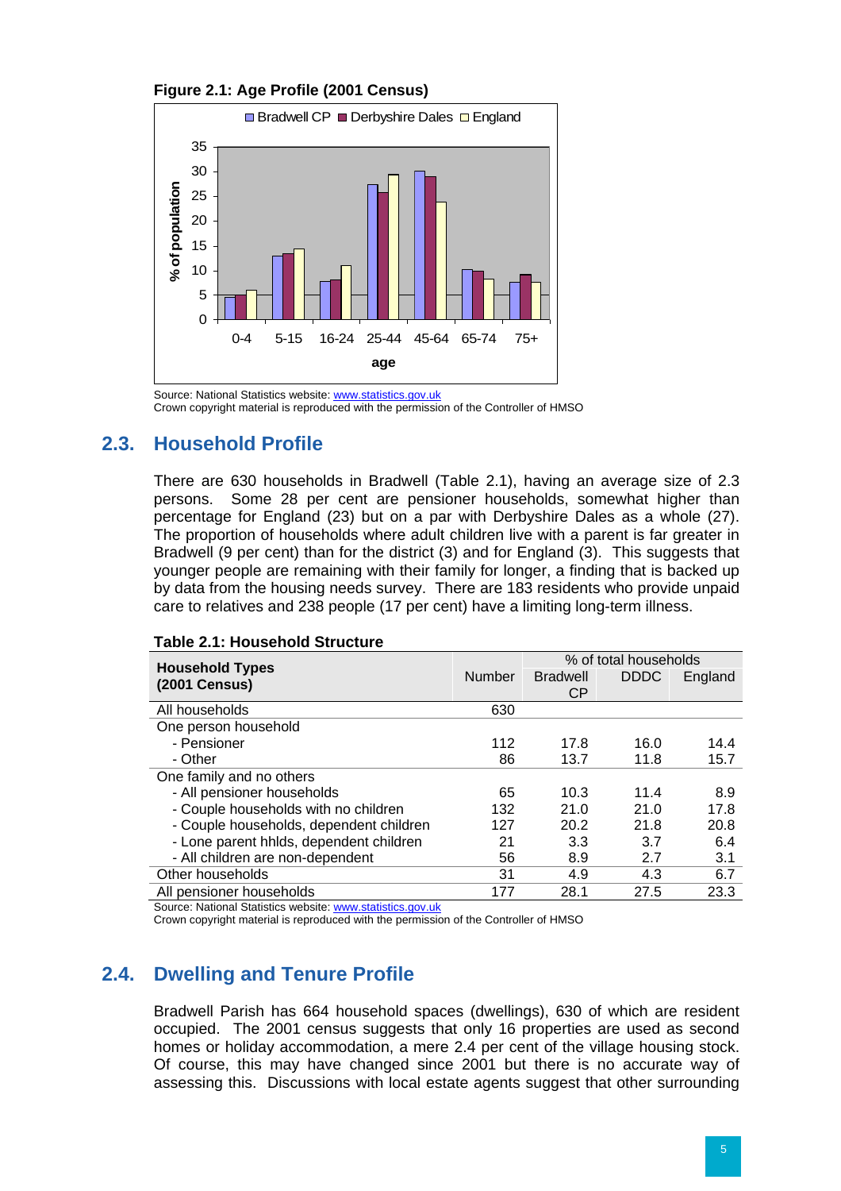**Figure 2.1: Age Profile (2001 Census)**

Source: National Statistics website: www.statistics.gov.uk
Crown copyright material is reproduced with the permission of the Controller of HMSO

## 2.3. Household Profile

There are 630 households in Bradwell (Table 2.1), having an average size of 2.3 persons. Some 28 per cent are pensioner households, somewhat higher than percentage for England (23) but on a par with Derbyshire Dales as a whole (27). The proportion of households where adult children live with a parent is far greater in Bradwell (9 per cent) than for the district (3) and for England (3). This suggests that younger people are remaining with their family for longer, a finding that is backed up by data from the housing needs survey. There are 183 residents who provide unpaid care to relatives and 238 people (17 per cent) have a limiting long-term illness.

**Table 2.1: Household Structure**

| Household Types (2001 Census) | Number | % of total households | | |
|---|---|---|---|---|
| | | Bradwell CP | DDDC | England |
| All households | 630 | | | |
| One person household | | | | |
| - Pensioner | 112 | 17.8 | 16.0 | 14.4 |
| - Other | 86 | 13.7 | 11.8 | 15.7 |
| One family and no others | | | | |
| - All pensioner households | 65 | 10.3 | 11.4 | 8.9 |
| - Couple households with no children | 132 | 21.0 | 21.0 | 17.8 |
| - Couple households, dependent children | 127 | 20.2 | 21.8 | 20.8 |
| - Lone parent hhlds, dependent children | 21 | 3.3 | 3.7 | 6.4 |
| - All children are non-dependent | 56 | 8.9 | 2.7 | 3.1 |
| Other households | 31 | 4.9 | 4.3 | 6.7 |
| All pensioner households | 177 | 28.1 | 27.5 | 23.3 |

Source: National Statistics website: www.statistics.gov.uk
Crown copyright material is reproduced with the permission of the Controller of HMSO

## 2.4. Dwelling and Tenure Profile

Bradwell Parish has 664 household spaces (dwellings), 630 of which are resident occupied. The 2001 census suggests that only 16 properties are used as second homes or holiday accommodation, a mere 2.4 per cent of the village housing stock. Of course, this may have changed since 2001 but there is no accurate way of assessing this. Discussions with local estate agents suggest that other surrounding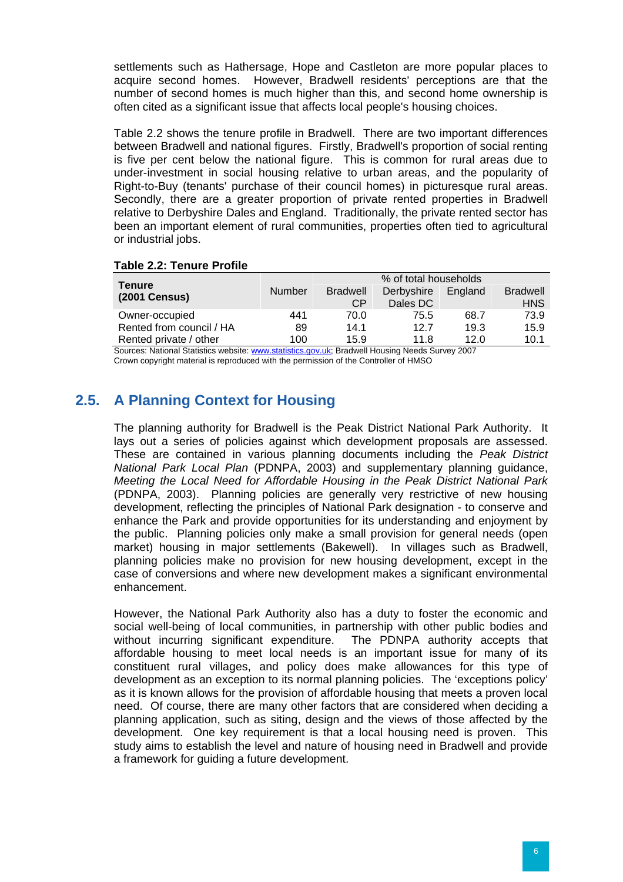settlements such as Hathersage, Hope and Castleton are more popular places to acquire second homes. However, Bradwell residents' perceptions are that the number of second homes is much higher than this, and second home ownership is often cited as a significant issue that affects local people's housing choices.

Table 2.2 shows the tenure profile in Bradwell. There are two important differences between Bradwell and national figures. Firstly, Bradwell's proportion of social renting is five per cent below the national figure. This is common for rural areas due to under-investment in social housing relative to urban areas, and the popularity of Right-to-Buy (tenants' purchase of their council homes) in picturesque rural areas. Secondly, there are a greater proportion of private rented properties in Bradwell relative to Derbyshire Dales and England. Traditionally, the private rented sector has been an important element of rural communities, properties often tied to agricultural or industrial jobs.

**Table 2.2: Tenure Profile**

| **Tenure (2001 Census)** | Number | % of total households | | | |
|---|---|---|---|---|---|
| | | Bradwell CP | Derbyshire Dales DC | England | Bradwell HNS |
| Owner-occupied | 441 | 70.0 | 75.5 | 68.7 | 73.9 |
| Rented from council / HA | 89 | 14.1 | 12.7 | 19.3 | 15.9 |
| Rented private / other | 100 | 15.9 | 11.8 | 12.0 | 10.1 |

Sources: National Statistics website: www.statistics.gov.uk; Bradwell Housing Needs Survey 2007
Crown copyright material is reproduced with the permission of the Controller of HMSO

## 2.5. A Planning Context for Housing

The planning authority for Bradwell is the Peak District National Park Authority. It lays out a series of policies against which development proposals are assessed. These are contained in various planning documents including the *Peak District National Park Local Plan* (PDNPA, 2003) and supplementary planning guidance, *Meeting the Local Need for Affordable Housing in the Peak District National Park* (PDNPA, 2003). Planning policies are generally very restrictive of new housing development, reflecting the principles of National Park designation - to conserve and enhance the Park and provide opportunities for its understanding and enjoyment by the public. Planning policies only make a small provision for general needs (open market) housing in major settlements (Bakewell). In villages such as Bradwell, planning policies make no provision for new housing development, except in the case of conversions and where new development makes a significant environmental enhancement.

However, the National Park Authority also has a duty to foster the economic and social well-being of local communities, in partnership with other public bodies and without incurring significant expenditure. The PDNPA authority accepts that affordable housing to meet local needs is an important issue for many of its constituent rural villages, and policy does make allowances for this type of development as an exception to its normal planning policies. The 'exceptions policy' as it is known allows for the provision of affordable housing that meets a proven local need. Of course, there are many other factors that are considered when deciding a planning application, such as siting, design and the views of those affected by the development. One key requirement is that a local housing need is proven. This study aims to establish the level and nature of housing need in Bradwell and provide a framework for guiding a future development.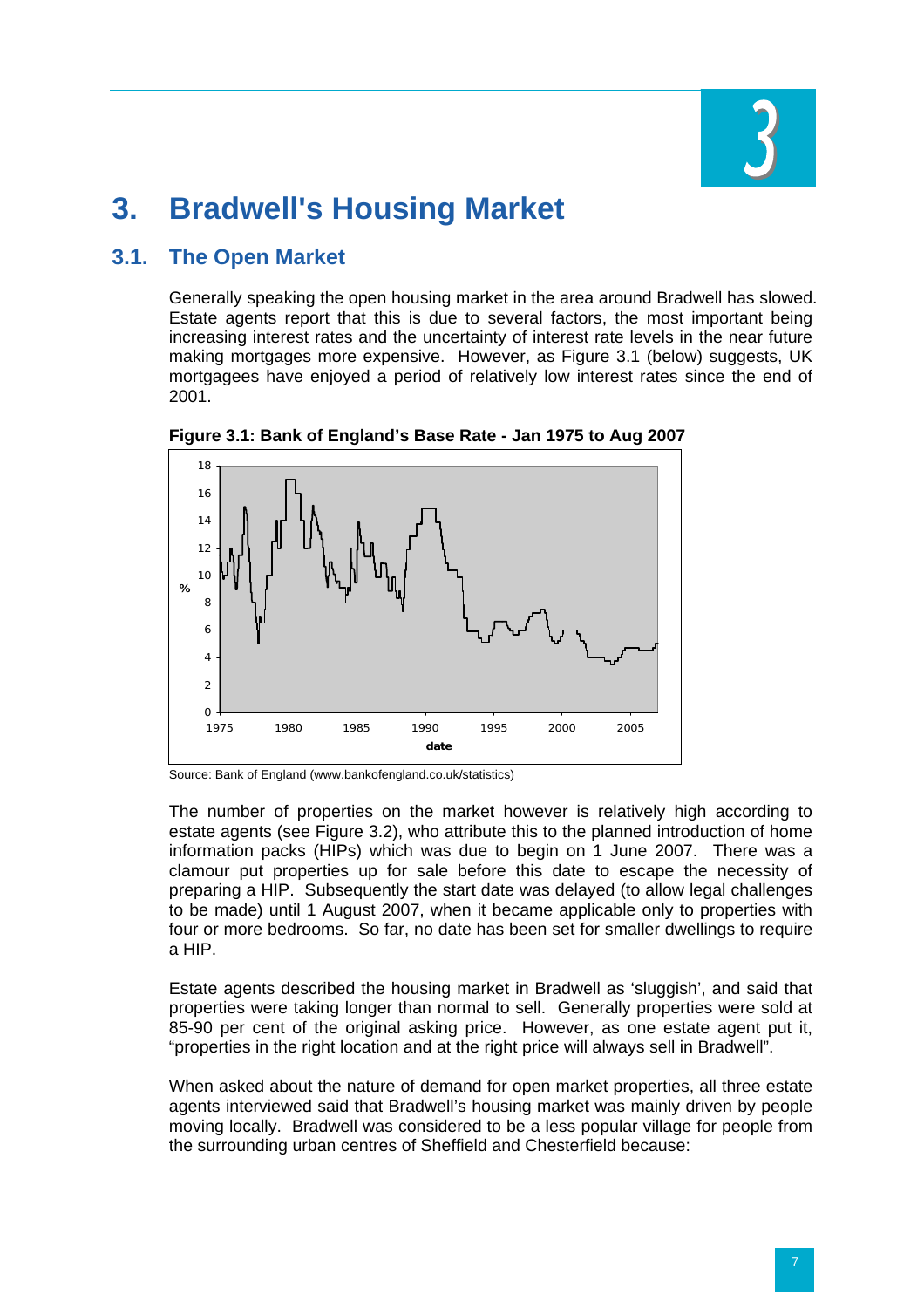# 3. Bradwell's Housing Market

## 3.1. The Open Market

Generally speaking the open housing market in the area around Bradwell has slowed. Estate agents report that this is due to several factors, the most important being increasing interest rates and the uncertainty of interest rate levels in the near future making mortgages more expensive. However, as Figure 3.1 (below) suggests, UK mortgagees have enjoyed a period of relatively low interest rates since the end of 2001.

**Figure 3.1: Bank of England's Base Rate - Jan 1975 to Aug 2007**

Source: Bank of England (www.bankofengland.co.uk/statistics)

The number of properties on the market however is relatively high according to estate agents (see Figure 3.2), who attribute this to the planned introduction of home information packs (HIPs) which was due to begin on 1 June 2007. There was a clamour put properties up for sale before this date to escape the necessity of preparing a HIP. Subsequently the start date was delayed (to allow legal challenges to be made) until 1 August 2007, when it became applicable only to properties with four or more bedrooms. So far, no date has been set for smaller dwellings to require a HIP.

Estate agents described the housing market in Bradwell as 'sluggish', and said that properties were taking longer than normal to sell. Generally properties were sold at 85-90 per cent of the original asking price. However, as one estate agent put it, "properties in the right location and at the right price will always sell in Bradwell".

When asked about the nature of demand for open market properties, all three estate agents interviewed said that Bradwell's housing market was mainly driven by people moving locally. Bradwell was considered to be a less popular village for people from the surrounding urban centres of Sheffield and Chesterfield because: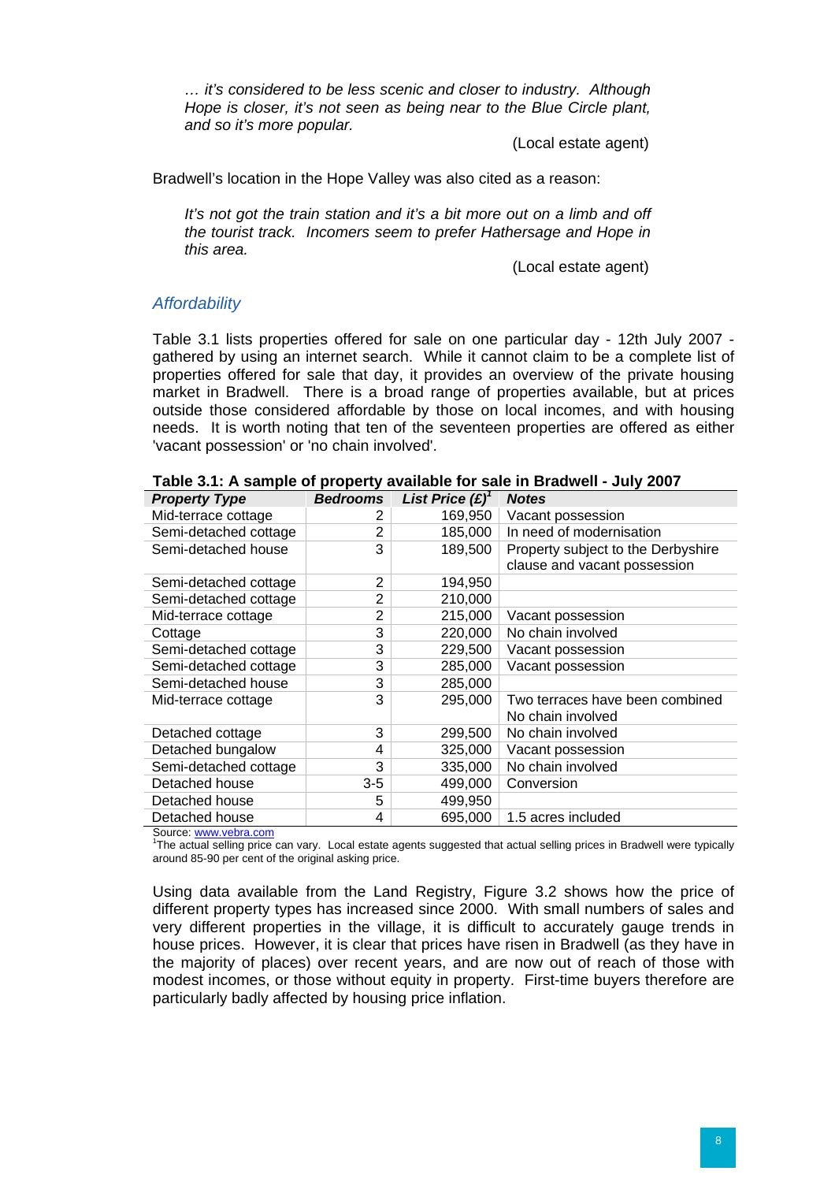*… it's considered to be less scenic and closer to industry. Although Hope is closer, it's not seen as being near to the Blue Circle plant, and so it's more popular.*

(Local estate agent)

Bradwell's location in the Hope Valley was also cited as a reason:

*It's not got the train station and it's a bit more out on a limb and off the tourist track. Incomers seem to prefer Hathersage and Hope in this area.*

(Local estate agent)

### Affordability

Table 3.1 lists properties offered for sale on one particular day - 12th July 2007 - gathered by using an internet search. While it cannot claim to be a complete list of properties offered for sale that day, it provides an overview of the private housing market in Bradwell. There is a broad range of properties available, but at prices outside those considered affordable by those on local incomes, and with housing needs. It is worth noting that ten of the seventeen properties are offered as either 'vacant possession' or 'no chain involved'.

**Table 3.1: A sample of property available for sale in Bradwell - July 2007**

| *Property Type* | *Bedrooms* | *List Price (£)*[1] | *Notes* |
|---|---|---|---|
| Mid-terrace cottage | 2 | 169,950 | Vacant possession |
| Semi-detached cottage | 2 | 185,000 | In need of modernisation |
| Semi-detached house | 3 | 189,500 | Property subject to the Derbyshire clause and vacant possession |
| Semi-detached cottage | 2 | 194,950 | |
| Semi-detached cottage | 2 | 210,000 | |
| Mid-terrace cottage | 2 | 215,000 | Vacant possession |
| Cottage | 3 | 220,000 | No chain involved |
| Semi-detached cottage | 3 | 229,500 | Vacant possession |
| Semi-detached cottage | 3 | 285,000 | Vacant possession |
| Semi-detached house | 3 | 285,000 | |
| Mid-terrace cottage | 3 | 295,000 | Two terraces have been combined No chain involved |
| Detached cottage | 3 | 299,500 | No chain involved |
| Detached bungalow | 4 | 325,000 | Vacant possession |
| Semi-detached cottage | 3 | 335,000 | No chain involved |
| Detached house | 3-5 | 499,000 | Conversion |
| Detached house | 5 | 499,950 | |
| Detached house | 4 | 695,000 | 1.5 acres included |

Source: www.vebra.com

[1]The actual selling price can vary. Local estate agents suggested that actual selling prices in Bradwell were typically around 85-90 per cent of the original asking price.

Using data available from the Land Registry, Figure 3.2 shows how the price of different property types has increased since 2000. With small numbers of sales and very different properties in the village, it is difficult to accurately gauge trends in house prices. However, it is clear that prices have risen in Bradwell (as they have in the majority of places) over recent years, and are now out of reach of those with modest incomes, or those without equity in property. First-time buyers therefore are particularly badly affected by housing price inflation.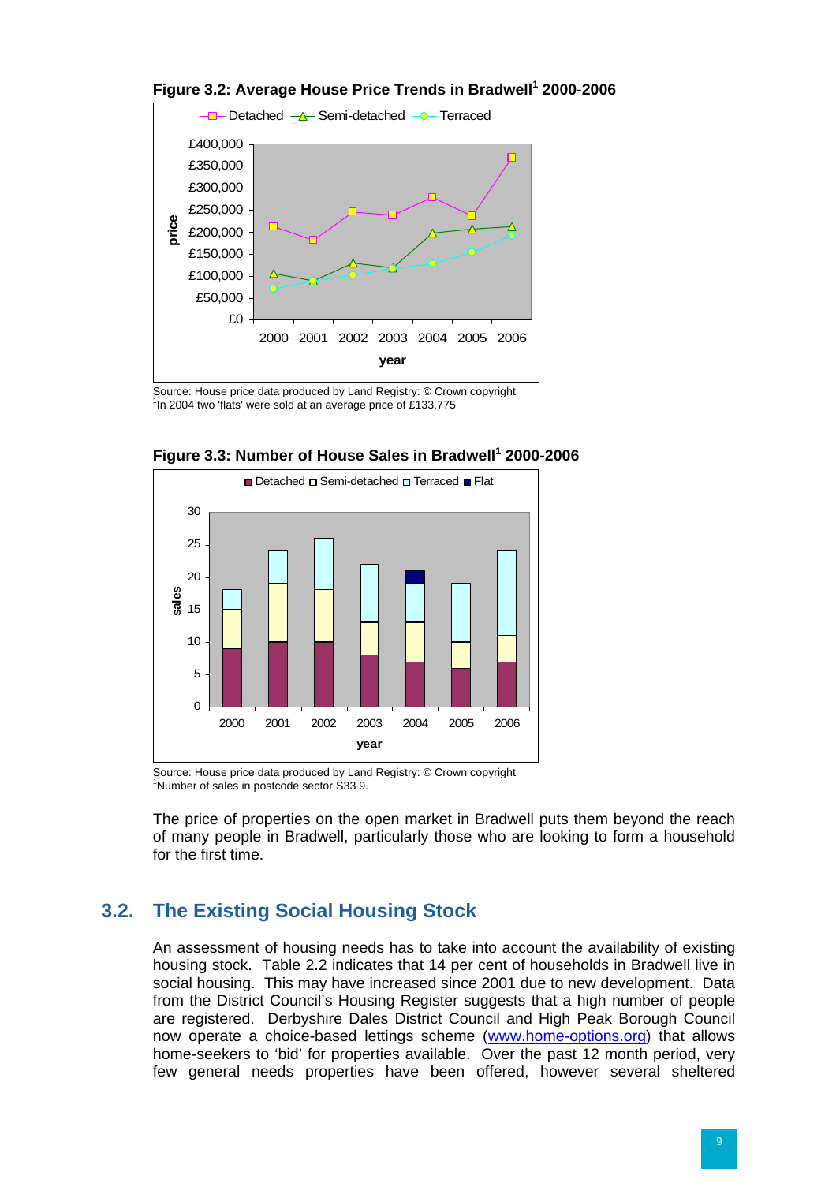**Figure 3.2: Average House Price Trends in Bradwell[1] 2000-2006**

Source: House price data produced by Land Registry: © Crown copyright
[1]In 2004 two 'flats' were sold at an average price of £133,775

**Figure 3.3: Number of House Sales in Bradwell[1] 2000-2006**

Source: House price data produced by Land Registry: © Crown copyright
[1]Number of sales in postcode sector S33 9.

The price of properties on the open market in Bradwell puts them beyond the reach of many people in Bradwell, particularly those who are looking to form a household for the first time.

## 3.2. The Existing Social Housing Stock

An assessment of housing needs has to take into account the availability of existing housing stock. Table 2.2 indicates that 14 per cent of households in Bradwell live in social housing. This may have increased since 2001 due to new development. Data from the District Council's Housing Register suggests that a high number of people are registered. Derbyshire Dales District Council and High Peak Borough Council now operate a choice-based lettings scheme (www.home-options.org) that allows home-seekers to 'bid' for properties available. Over the past 12 month period, very few general needs properties have been offered, however several sheltered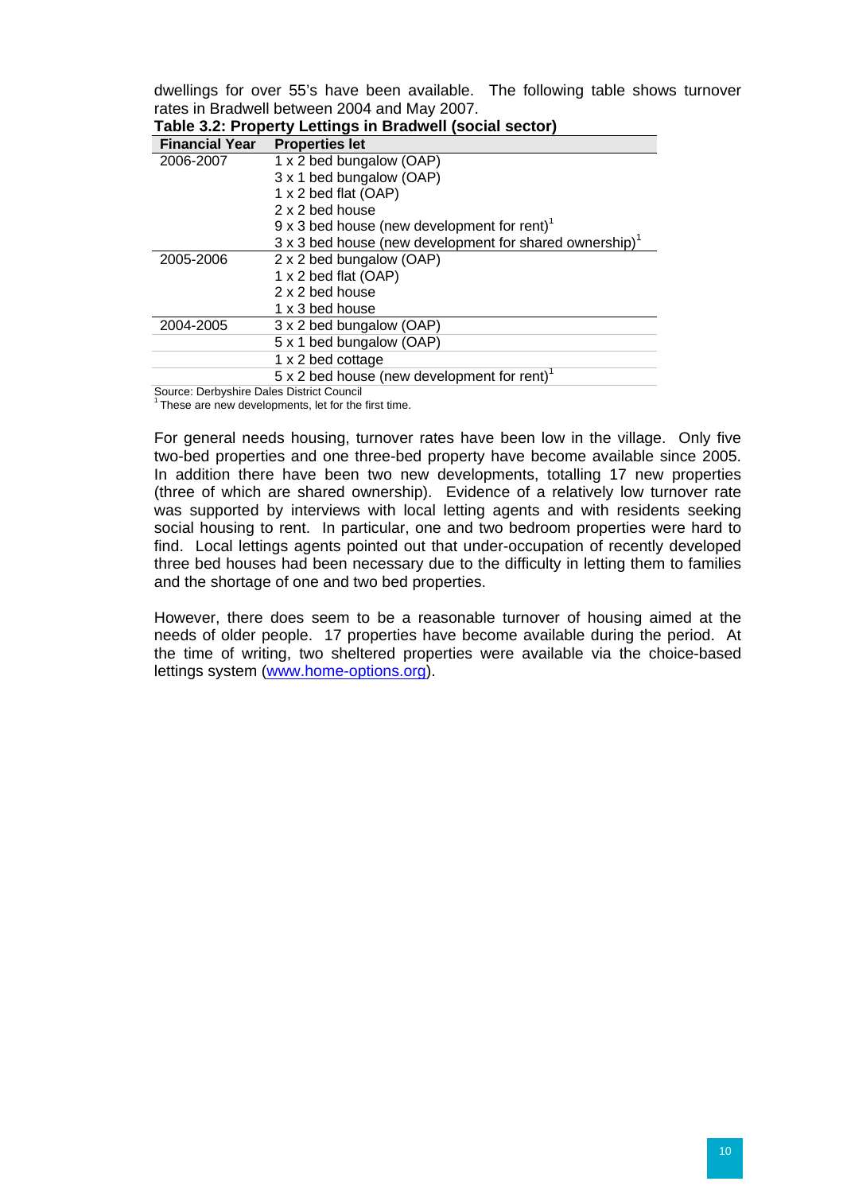dwellings for over 55's have been available. The following table shows turnover rates in Bradwell between 2004 and May 2007.

**Table 3.2: Property Lettings in Bradwell (social sector)**

| Financial Year | Properties let |
|---|---|
| 2006-2007 | 1 x 2 bed bungalow (OAP) |
| | 3 x 1 bed bungalow (OAP) |
| | 1 x 2 bed flat (OAP) |
| | 2 x 2 bed house |
| | 9 x 3 bed house (new development for rent)[1] |
| | 3 x 3 bed house (new development for shared ownership)[1] |
| 2005-2006 | 2 x 2 bed bungalow (OAP) |
| | 1 x 2 bed flat (OAP) |
| | 2 x 2 bed house |
| | 1 x 3 bed house |
| 2004-2005 | 3 x 2 bed bungalow (OAP) |
| | 5 x 1 bed bungalow (OAP) |
| | 1 x 2 bed cottage |
| | 5 x 2 bed house (new development for rent)[1] |

Source: Derbyshire Dales District Council
[1] These are new developments, let for the first time.

For general needs housing, turnover rates have been low in the village. Only five two-bed properties and one three-bed property have become available since 2005. In addition there have been two new developments, totalling 17 new properties (three of which are shared ownership). Evidence of a relatively low turnover rate was supported by interviews with local letting agents and with residents seeking social housing to rent. In particular, one and two bedroom properties were hard to find. Local lettings agents pointed out that under-occupation of recently developed three bed houses had been necessary due to the difficulty in letting them to families and the shortage of one and two bed properties.

However, there does seem to be a reasonable turnover of housing aimed at the needs of older people. 17 properties have become available during the period. At the time of writing, two sheltered properties were available via the choice-based lettings system (www.home-options.org).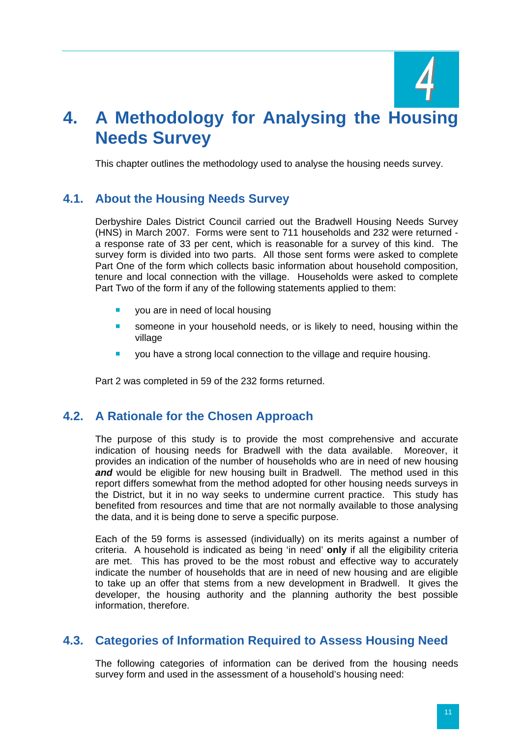# 4. A Methodology for Analysing the Housing Needs Survey

This chapter outlines the methodology used to analyse the housing needs survey.

## 4.1. About the Housing Needs Survey

Derbyshire Dales District Council carried out the Bradwell Housing Needs Survey (HNS) in March 2007. Forms were sent to 711 households and 232 were returned - a response rate of 33 per cent, which is reasonable for a survey of this kind. The survey form is divided into two parts. All those sent forms were asked to complete Part One of the form which collects basic information about household composition, tenure and local connection with the village. Households were asked to complete Part Two of the form if any of the following statements applied to them:

- you are in need of local housing
- someone in your household needs, or is likely to need, housing within the village
- you have a strong local connection to the village and require housing.

Part 2 was completed in 59 of the 232 forms returned.

## 4.2. A Rationale for the Chosen Approach

The purpose of this study is to provide the most comprehensive and accurate indication of housing needs for Bradwell with the data available. Moreover, it provides an indication of the number of households who are in need of new housing ***and*** would be eligible for new housing built in Bradwell. The method used in this report differs somewhat from the method adopted for other housing needs surveys in the District, but it in no way seeks to undermine current practice. This study has benefited from resources and time that are not normally available to those analysing the data, and it is being done to serve a specific purpose.

Each of the 59 forms is assessed (individually) on its merits against a number of criteria. A household is indicated as being 'in need' **only** if all the eligibility criteria are met. This has proved to be the most robust and effective way to accurately indicate the number of households that are in need of new housing and are eligible to take up an offer that stems from a new development in Bradwell. It gives the developer, the housing authority and the planning authority the best possible information, therefore.

## 4.3. Categories of Information Required to Assess Housing Need

The following categories of information can be derived from the housing needs survey form and used in the assessment of a household's housing need: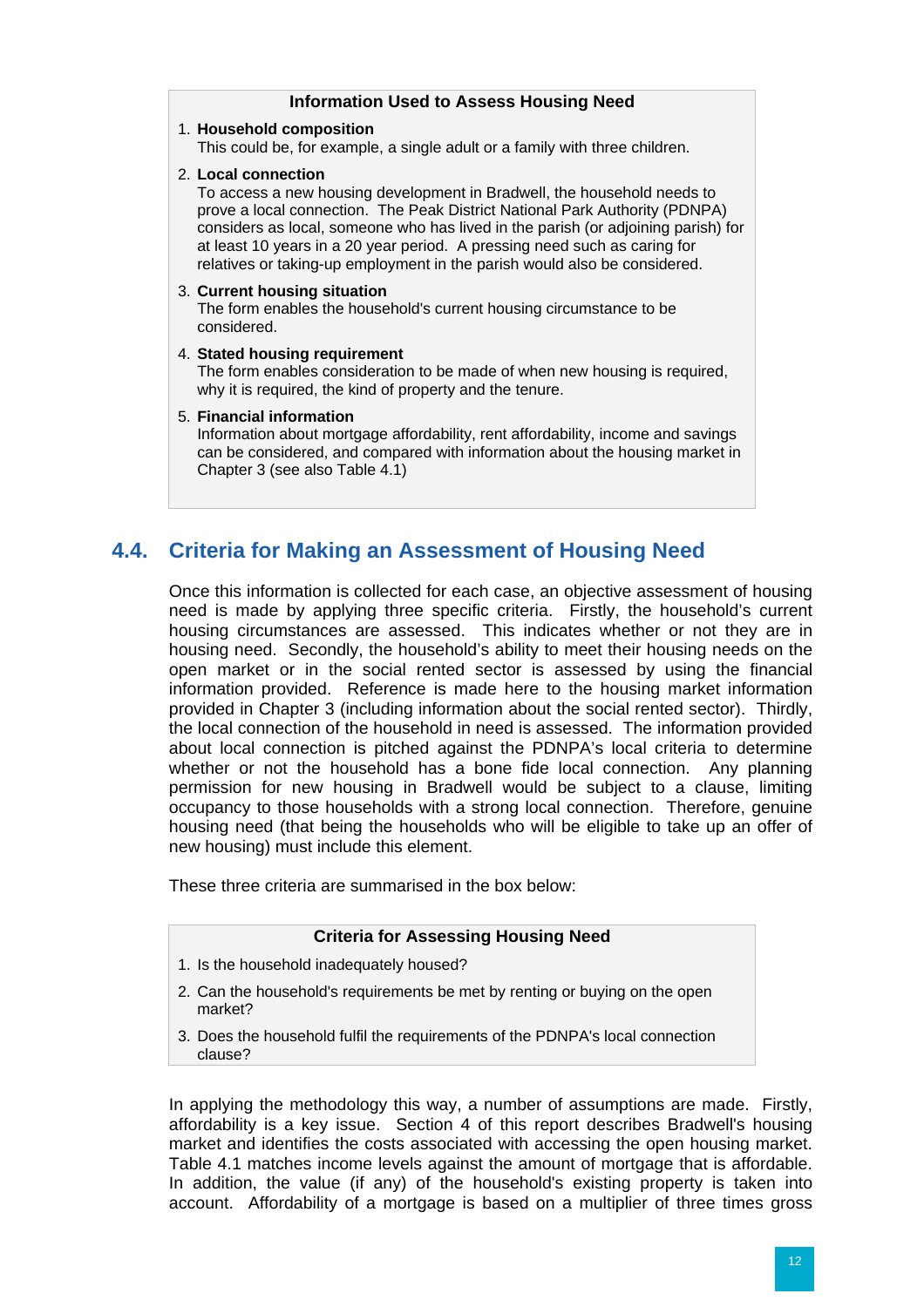**Information Used to Assess Housing Need**

1. **Household composition**
   This could be, for example, a single adult or a family with three children.

2. **Local connection**
   To access a new housing development in Bradwell, the household needs to prove a local connection. The Peak District National Park Authority (PDNPA) considers as local, someone who has lived in the parish (or adjoining parish) for at least 10 years in a 20 year period. A pressing need such as caring for relatives or taking-up employment in the parish would also be considered.

3. **Current housing situation**
   The form enables the household's current housing circumstance to be considered.

4. **Stated housing requirement**
   The form enables consideration to be made of when new housing is required, why it is required, the kind of property and the tenure.

5. **Financial information**
   Information about mortgage affordability, rent affordability, income and savings can be considered, and compared with information about the housing market in Chapter 3 (see also Table 4.1)

## 4.4. Criteria for Making an Assessment of Housing Need

Once this information is collected for each case, an objective assessment of housing need is made by applying three specific criteria. Firstly, the household's current housing circumstances are assessed. This indicates whether or not they are in housing need. Secondly, the household's ability to meet their housing needs on the open market or in the social rented sector is assessed by using the financial information provided. Reference is made here to the housing market information provided in Chapter 3 (including information about the social rented sector). Thirdly, the local connection of the household in need is assessed. The information provided about local connection is pitched against the PDNPA's local criteria to determine whether or not the household has a bone fide local connection. Any planning permission for new housing in Bradwell would be subject to a clause, limiting occupancy to those households with a strong local connection. Therefore, genuine housing need (that being the households who will be eligible to take up an offer of new housing) must include this element.

These three criteria are summarised in the box below:

**Criteria for Assessing Housing Need**

1. Is the household inadequately housed?
2. Can the household's requirements be met by renting or buying on the open market?
3. Does the household fulfil the requirements of the PDNPA's local connection clause?

In applying the methodology this way, a number of assumptions are made. Firstly, affordability is a key issue. Section 4 of this report describes Bradwell's housing market and identifies the costs associated with accessing the open housing market. Table 4.1 matches income levels against the amount of mortgage that is affordable. In addition, the value (if any) of the household's existing property is taken into account. Affordability of a mortgage is based on a multiplier of three times gross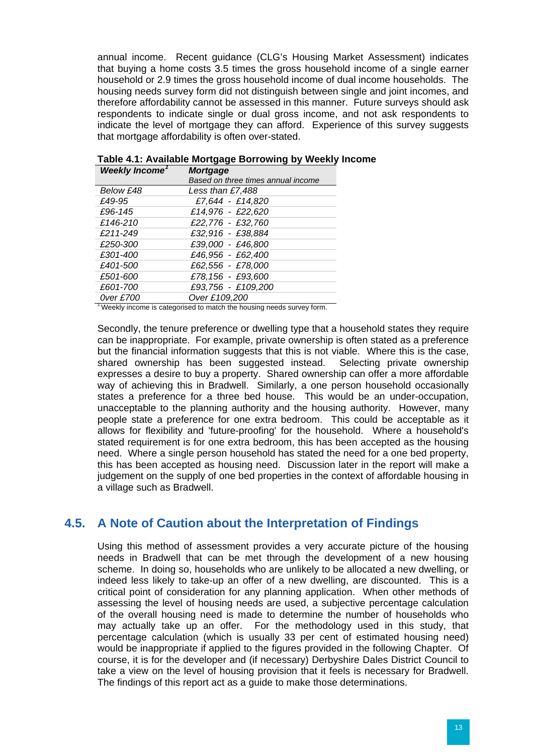annual income. Recent guidance (CLG's Housing Market Assessment) indicates that buying a home costs 3.5 times the gross household income of a single earner household or 2.9 times the gross household income of dual income households. The housing needs survey form did not distinguish between single and joint incomes, and therefore affordability cannot be assessed in this manner. Future surveys should ask respondents to indicate single or dual gross income, and not ask respondents to indicate the level of mortgage they can afford. Experience of this survey suggests that mortgage affordability is often over-stated.

**Table 4.1: Available Mortgage Borrowing by Weekly Income**

| ***Weekly Income***[1] | ***Mortgage*** *Based on three times annual income* |
|---|---|
| *Below £48* | *Less than £7,488* |
| *£49-95* | *£7,644 - £14,820* |
| *£96-145* | *£14,976 - £22,620* |
| *£146-210* | *£22,776 - £32,760* |
| *£211-249* | *£32,916 - £38,884* |
| *£250-300* | *£39,000 - £46,800* |
| *£301-400* | *£46,956 - £62,400* |
| *£401-500* | *£62,556 - £78,000* |
| *£501-600* | *£78,156 - £93,600* |
| *£601-700* | *£93,756 - £109,200* |
| *Over £700* | *Over £109,200* |

[1] Weekly income is categorised to match the housing needs survey form.

Secondly, the tenure preference or dwelling type that a household states they require can be inappropriate. For example, private ownership is often stated as a preference but the financial information suggests that this is not viable. Where this is the case, shared ownership has been suggested instead. Selecting private ownership expresses a desire to buy a property. Shared ownership can offer a more affordable way of achieving this in Bradwell. Similarly, a one person household occasionally states a preference for a three bed house. This would be an under-occupation, unacceptable to the planning authority and the housing authority. However, many people state a preference for one extra bedroom. This could be acceptable as it allows for flexibility and 'future-proofing' for the household. Where a household's stated requirement is for one extra bedroom, this has been accepted as the housing need. Where a single person household has stated the need for a one bed property, this has been accepted as housing need. Discussion later in the report will make a judgement on the supply of one bed properties in the context of affordable housing in a village such as Bradwell.

## 4.5. A Note of Caution about the Interpretation of Findings

Using this method of assessment provides a very accurate picture of the housing needs in Bradwell that can be met through the development of a new housing scheme. In doing so, households who are unlikely to be allocated a new dwelling, or indeed less likely to take-up an offer of a new dwelling, are discounted. This is a critical point of consideration for any planning application. When other methods of assessing the level of housing needs are used, a subjective percentage calculation of the overall housing need is made to determine the number of households who may actually take up an offer. For the methodology used in this study, that percentage calculation (which is usually 33 per cent of estimated housing need) would be inappropriate if applied to the figures provided in the following Chapter. Of course, it is for the developer and (if necessary) Derbyshire Dales District Council to take a view on the level of housing provision that it feels is necessary for Bradwell. The findings of this report act as a guide to make those determinations.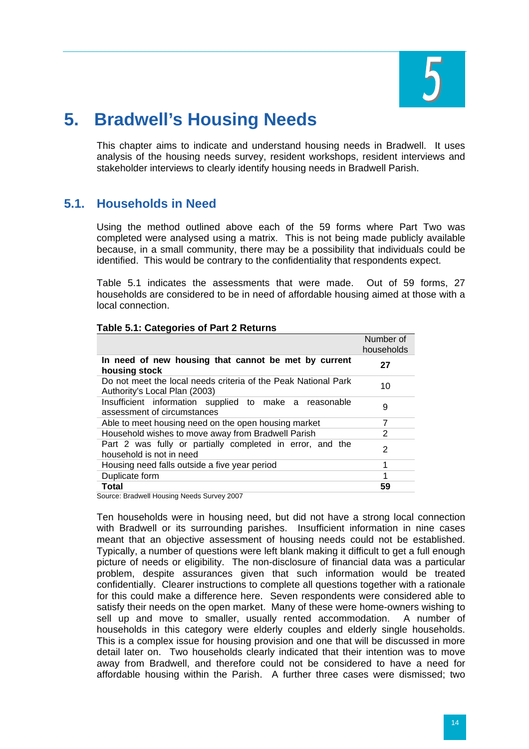# 5. Bradwell's Housing Needs

This chapter aims to indicate and understand housing needs in Bradwell. It uses analysis of the housing needs survey, resident workshops, resident interviews and stakeholder interviews to clearly identify housing needs in Bradwell Parish.

## 5.1. Households in Need

Using the method outlined above each of the 59 forms where Part Two was completed were analysed using a matrix. This is not being made publicly available because, in a small community, there may be a possibility that individuals could be identified. This would be contrary to the confidentiality that respondents expect.

Table 5.1 indicates the assessments that were made. Out of 59 forms, 27 households are considered to be in need of affordable housing aimed at those with a local connection.

**Table 5.1: Categories of Part 2 Returns**

| | Number of households |
|---|---|
| **In need of new housing that cannot be met by current housing stock** | **27** |
| Do not meet the local needs criteria of the Peak National Park Authority's Local Plan (2003) | 10 |
| Insufficient information supplied to make a reasonable assessment of circumstances | 9 |
| Able to meet housing need on the open housing market | 7 |
| Household wishes to move away from Bradwell Parish | 2 |
| Part 2 was fully or partially completed in error, and the household is not in need | 2 |
| Housing need falls outside a five year period | 1 |
| Duplicate form | 1 |
| **Total** | **59** |

Source: Bradwell Housing Needs Survey 2007

Ten households were in housing need, but did not have a strong local connection with Bradwell or its surrounding parishes. Insufficient information in nine cases meant that an objective assessment of housing needs could not be established. Typically, a number of questions were left blank making it difficult to get a full enough picture of needs or eligibility. The non-disclosure of financial data was a particular problem, despite assurances given that such information would be treated confidentially. Clearer instructions to complete all questions together with a rationale for this could make a difference here. Seven respondents were considered able to satisfy their needs on the open market. Many of these were home-owners wishing to sell up and move to smaller, usually rented accommodation. A number of households in this category were elderly couples and elderly single households. This is a complex issue for housing provision and one that will be discussed in more detail later on. Two households clearly indicated that their intention was to move away from Bradwell, and therefore could not be considered to have a need for affordable housing within the Parish. A further three cases were dismissed; two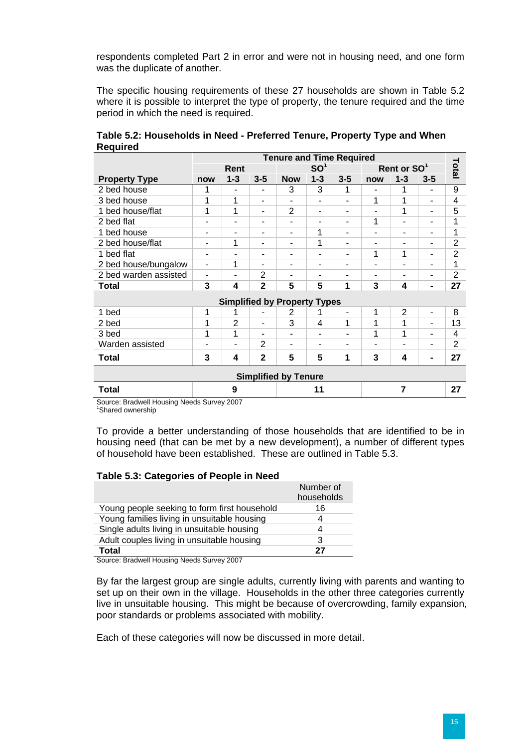respondents completed Part 2 in error and were not in housing need, and one form was the duplicate of another.

The specific housing requirements of these 27 households are shown in Table 5.2 where it is possible to interpret the type of property, the tenure required and the time period in which the need is required.

**Table 5.2: Households in Need - Preferred Tenure, Property Type and When Required**

| | Tenure and Time Required | | | | | | | | | Total |
|---|---|---|---|---|---|---|---|---|---|---|
| | Rent | | | SO[1] | | | Rent or SO[1] | | | |
| **Property Type** | **now** | **1-3** | **3-5** | **Now** | **1-3** | **3-5** | **now** | **1-3** | **3-5** | |
| 2 bed house | 1 | - | - | 3 | 3 | 1 | - | 1 | - | 9 |
| 3 bed house | 1 | 1 | - | - | - | - | 1 | 1 | - | 4 |
| 1 bed house/flat | 1 | 1 | - | 2 | - | - | - | 1 | - | 5 |
| 2 bed flat | - | - | - | - | - | - | 1 | - | - | 1 |
| 1 bed house | - | - | - | - | 1 | - | - | - | - | 1 |
| 2 bed house/flat | - | 1 | - | - | 1 | - | - | - | - | 2 |
| 1 bed flat | - | - | - | - | - | - | 1 | 1 | - | 2 |
| 2 bed house/bungalow | - | 1 | - | - | - | - | - | - | - | 1 |
| 2 bed warden assisted | - | - | 2 | - | - | - | - | - | - | 2 |
| **Total** | **3** | **4** | **2** | **5** | **5** | **1** | **3** | **4** | **-** | **27** |
| **Simplified by Property Types** | | | | | | | | | | |
| 1 bed | 1 | 1 | - | 2 | 1 | - | 1 | 2 | - | 8 |
| 2 bed | 1 | 2 | - | 3 | 4 | 1 | 1 | 1 | - | 13 |
| 3 bed | 1 | 1 | - | - | - | - | 1 | 1 | - | 4 |
| Warden assisted | - | - | 2 | - | - | - | - | - | - | 2 |
| **Total** | **3** | **4** | **2** | **5** | **5** | **1** | **3** | **4** | **-** | **27** |
| **Simplified by Tenure** | | | | | | | | | | |
| **Total** | **9** | | | **11** | | | **7** | | | **27** |

Source: Bradwell Housing Needs Survey 2007
[1]Shared ownership

To provide a better understanding of those households that are identified to be in housing need (that can be met by a new development), a number of different types of household have been established. These are outlined in Table 5.3.

**Table 5.3: Categories of People in Need**

| | Number of households |
|---|---|
| Young people seeking to form first household | 16 |
| Young families living in unsuitable housing | 4 |
| Single adults living in unsuitable housing | 4 |
| Adult couples living in unsuitable housing | 3 |
| **Total** | **27** |

Source: Bradwell Housing Needs Survey 2007

By far the largest group are single adults, currently living with parents and wanting to set up on their own in the village. Households in the other three categories currently live in unsuitable housing. This might be because of overcrowding, family expansion, poor standards or problems associated with mobility.

Each of these categories will now be discussed in more detail.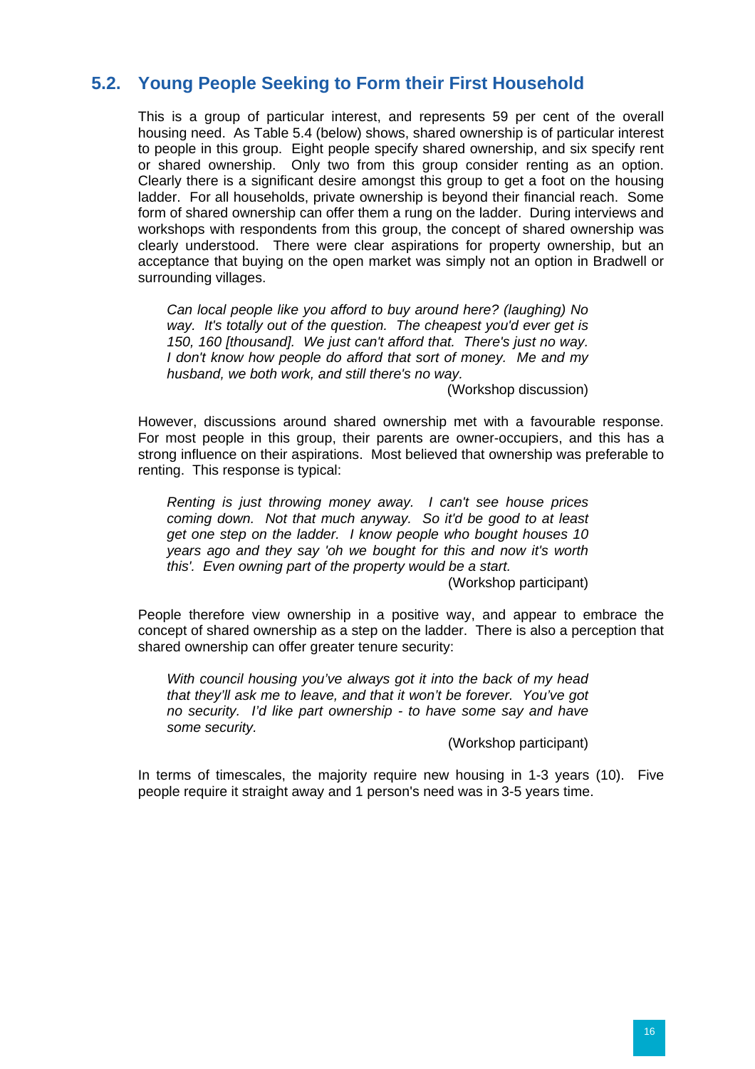## 5.2. Young People Seeking to Form their First Household

This is a group of particular interest, and represents 59 per cent of the overall housing need. As Table 5.4 (below) shows, shared ownership is of particular interest to people in this group. Eight people specify shared ownership, and six specify rent or shared ownership. Only two from this group consider renting as an option. Clearly there is a significant desire amongst this group to get a foot on the housing ladder. For all households, private ownership is beyond their financial reach. Some form of shared ownership can offer them a rung on the ladder. During interviews and workshops with respondents from this group, the concept of shared ownership was clearly understood. There were clear aspirations for property ownership, but an acceptance that buying on the open market was simply not an option in Bradwell or surrounding villages.

> *Can local people like you afford to buy around here? (laughing) No way. It's totally out of the question. The cheapest you'd ever get is 150, 160 [thousand]. We just can't afford that. There's just no way. I don't know how people do afford that sort of money. Me and my husband, we both work, and still there's no way.*
>
> (Workshop discussion)

However, discussions around shared ownership met with a favourable response. For most people in this group, their parents are owner-occupiers, and this has a strong influence on their aspirations. Most believed that ownership was preferable to renting. This response is typical:

> *Renting is just throwing money away. I can't see house prices coming down. Not that much anyway. So it'd be good to at least get one step on the ladder. I know people who bought houses 10 years ago and they say 'oh we bought for this and now it's worth this'. Even owning part of the property would be a start.*
>
> (Workshop participant)

People therefore view ownership in a positive way, and appear to embrace the concept of shared ownership as a step on the ladder. There is also a perception that shared ownership can offer greater tenure security:

> *With council housing you've always got it into the back of my head that they'll ask me to leave, and that it won't be forever. You've got no security. I'd like part ownership - to have some say and have some security.*
>
> (Workshop participant)

In terms of timescales, the majority require new housing in 1-3 years (10). Five people require it straight away and 1 person's need was in 3-5 years time.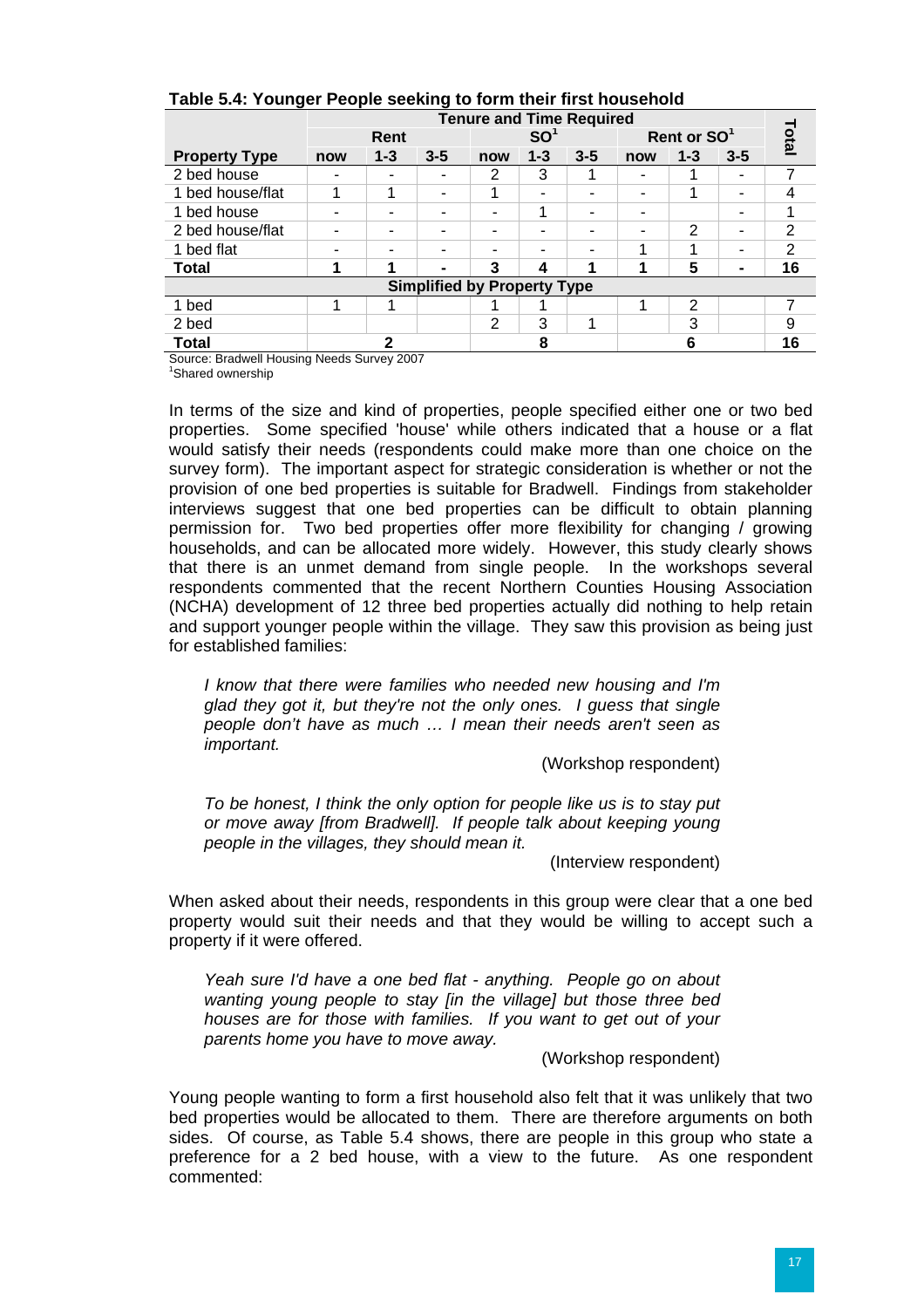**Table 5.4: Younger People seeking to form their first household**

| | Tenure and Time Required | | | | | | | | | Total |
|---|---|---|---|---|---|---|---|---|---|---|
| | Rent | | | SO[1] | | | Rent or SO[1] | | | |
| **Property Type** | **now** | **1-3** | **3-5** | **now** | **1-3** | **3-5** | **now** | **1-3** | **3-5** | |
| 2 bed house | - | - | - | 2 | 3 | 1 | - | 1 | - | 7 |
| 1 bed house/flat | 1 | 1 | - | 1 | - | - | - | 1 | - | 4 |
| 1 bed house | - | - | - | - | 1 | - | - | | - | 1 |
| 2 bed house/flat | - | - | - | - | - | - | - | 2 | - | 2 |
| 1 bed flat | - | - | - | - | - | - | 1 | 1 | - | 2 |
| **Total** | **1** | **1** | **-** | **3** | **4** | **1** | **1** | **5** | **-** | **16** |
| **Simplified by Property Type** | | | | | | | | | | |
| 1 bed | 1 | 1 | | 1 | 1 | | 1 | 2 | | 7 |
| 2 bed | | | | 2 | 3 | 1 | | 3 | | 9 |
| **Total** | | **2** | | | **8** | | | **6** | | **16** |

Source: Bradwell Housing Needs Survey 2007

[1]Shared ownership

In terms of the size and kind of properties, people specified either one or two bed properties. Some specified 'house' while others indicated that a house or a flat would satisfy their needs (respondents could make more than one choice on the survey form). The important aspect for strategic consideration is whether or not the provision of one bed properties is suitable for Bradwell. Findings from stakeholder interviews suggest that one bed properties can be difficult to obtain planning permission for. Two bed properties offer more flexibility for changing / growing households, and can be allocated more widely. However, this study clearly shows that there is an unmet demand from single people. In the workshops several respondents commented that the recent Northern Counties Housing Association (NCHA) development of 12 three bed properties actually did nothing to help retain and support younger people within the village. They saw this provision as being just for established families:

> *I know that there were families who needed new housing and I'm glad they got it, but they're not the only ones. I guess that single people don't have as much … I mean their needs aren't seen as important.*
>
> (Workshop respondent)

> *To be honest, I think the only option for people like us is to stay put or move away [from Bradwell]. If people talk about keeping young people in the villages, they should mean it.*
>
> (Interview respondent)

When asked about their needs, respondents in this group were clear that a one bed property would suit their needs and that they would be willing to accept such a property if it were offered.

> *Yeah sure I'd have a one bed flat - anything. People go on about wanting young people to stay [in the village] but those three bed houses are for those with families. If you want to get out of your parents home you have to move away.*
>
> (Workshop respondent)

Young people wanting to form a first household also felt that it was unlikely that two bed properties would be allocated to them. There are therefore arguments on both sides. Of course, as Table 5.4 shows, there are people in this group who state a preference for a 2 bed house, with a view to the future. As one respondent commented: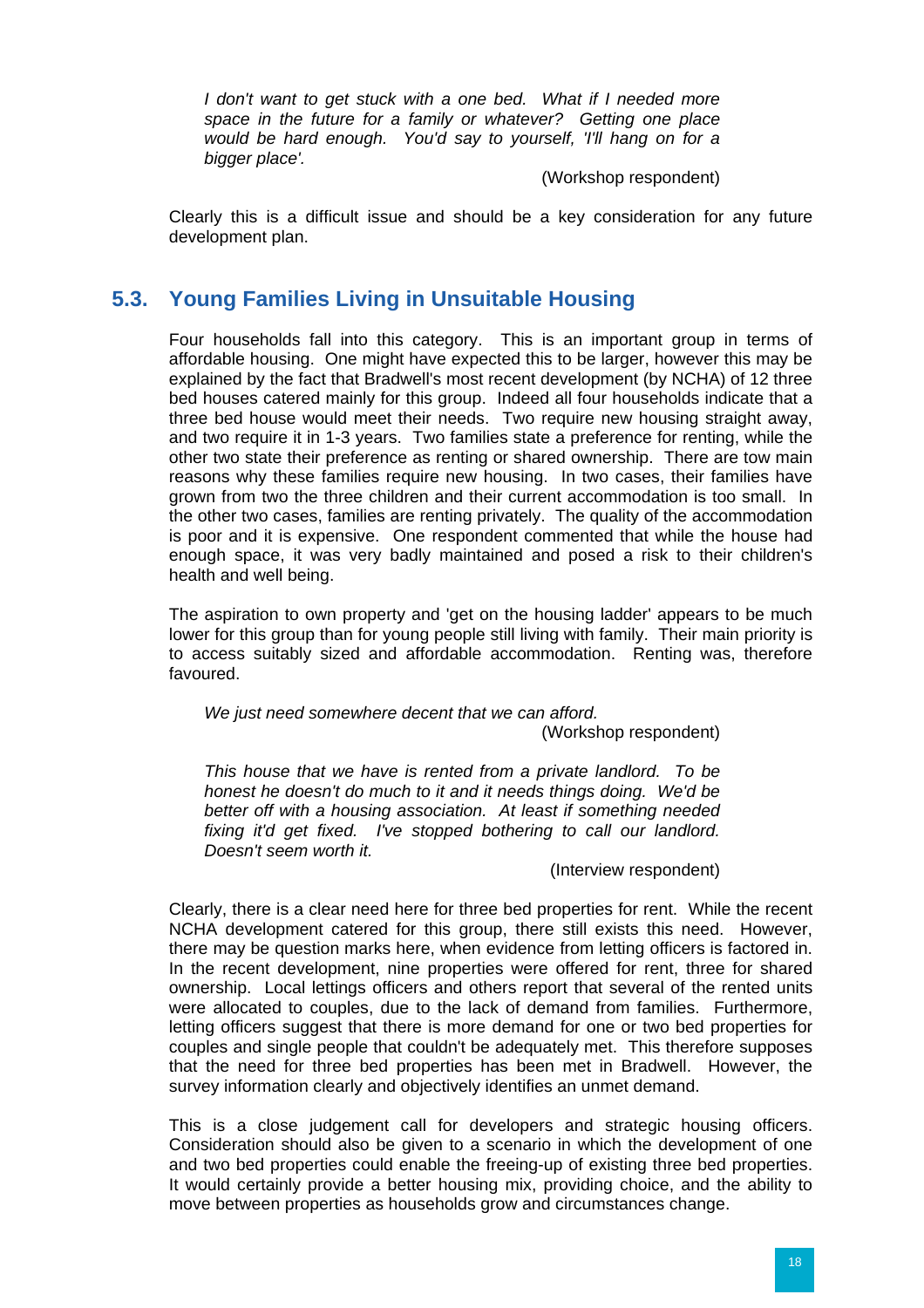> *I don't want to get stuck with a one bed. What if I needed more space in the future for a family or whatever? Getting one place would be hard enough. You'd say to yourself, 'I'll hang on for a bigger place'.*
>
> (Workshop respondent)

Clearly this is a difficult issue and should be a key consideration for any future development plan.

## 5.3. Young Families Living in Unsuitable Housing

Four households fall into this category. This is an important group in terms of affordable housing. One might have expected this to be larger, however this may be explained by the fact that Bradwell's most recent development (by NCHA) of 12 three bed houses catered mainly for this group. Indeed all four households indicate that a three bed house would meet their needs. Two require new housing straight away, and two require it in 1-3 years. Two families state a preference for renting, while the other two state their preference as renting or shared ownership. There are tow main reasons why these families require new housing. In two cases, their families have grown from two the three children and their current accommodation is too small. In the other two cases, families are renting privately. The quality of the accommodation is poor and it is expensive. One respondent commented that while the house had enough space, it was very badly maintained and posed a risk to their children's health and well being.

The aspiration to own property and 'get on the housing ladder' appears to be much lower for this group than for young people still living with family. Their main priority is to access suitably sized and affordable accommodation. Renting was, therefore favoured.

> *We just need somewhere decent that we can afford.*
>
> (Workshop respondent)

> *This house that we have is rented from a private landlord. To be honest he doesn't do much to it and it needs things doing. We'd be better off with a housing association. At least if something needed fixing it'd get fixed. I've stopped bothering to call our landlord. Doesn't seem worth it.*
>
> (Interview respondent)

Clearly, there is a clear need here for three bed properties for rent. While the recent NCHA development catered for this group, there still exists this need. However, there may be question marks here, when evidence from letting officers is factored in. In the recent development, nine properties were offered for rent, three for shared ownership. Local lettings officers and others report that several of the rented units were allocated to couples, due to the lack of demand from families. Furthermore, letting officers suggest that there is more demand for one or two bed properties for couples and single people that couldn't be adequately met. This therefore supposes that the need for three bed properties has been met in Bradwell. However, the survey information clearly and objectively identifies an unmet demand.

This is a close judgement call for developers and strategic housing officers. Consideration should also be given to a scenario in which the development of one and two bed properties could enable the freeing-up of existing three bed properties. It would certainly provide a better housing mix, providing choice, and the ability to move between properties as households grow and circumstances change.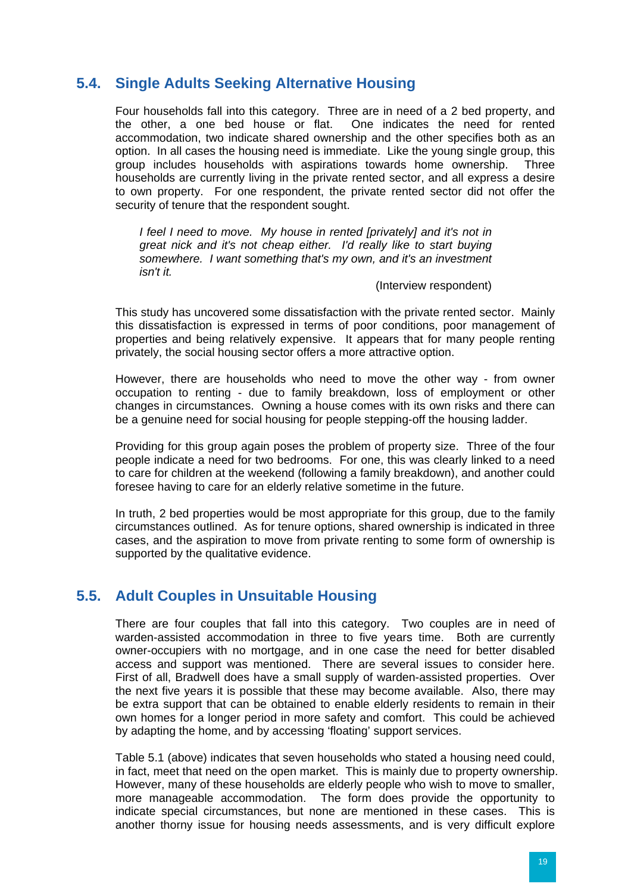## 5.4. Single Adults Seeking Alternative Housing

Four households fall into this category. Three are in need of a 2 bed property, and the other, a one bed house or flat. One indicates the need for rented accommodation, two indicate shared ownership and the other specifies both as an option. In all cases the housing need is immediate. Like the young single group, this group includes households with aspirations towards home ownership. Three households are currently living in the private rented sector, and all express a desire to own property. For one respondent, the private rented sector did not offer the security of tenure that the respondent sought.

> *I feel I need to move. My house in rented [privately] and it's not in great nick and it's not cheap either. I'd really like to start buying somewhere. I want something that's my own, and it's an investment isn't it.*
>
> (Interview respondent)

This study has uncovered some dissatisfaction with the private rented sector. Mainly this dissatisfaction is expressed in terms of poor conditions, poor management of properties and being relatively expensive. It appears that for many people renting privately, the social housing sector offers a more attractive option.

However, there are households who need to move the other way - from owner occupation to renting - due to family breakdown, loss of employment or other changes in circumstances. Owning a house comes with its own risks and there can be a genuine need for social housing for people stepping-off the housing ladder.

Providing for this group again poses the problem of property size. Three of the four people indicate a need for two bedrooms. For one, this was clearly linked to a need to care for children at the weekend (following a family breakdown), and another could foresee having to care for an elderly relative sometime in the future.

In truth, 2 bed properties would be most appropriate for this group, due to the family circumstances outlined. As for tenure options, shared ownership is indicated in three cases, and the aspiration to move from private renting to some form of ownership is supported by the qualitative evidence.

## 5.5. Adult Couples in Unsuitable Housing

There are four couples that fall into this category. Two couples are in need of warden-assisted accommodation in three to five years time. Both are currently owner-occupiers with no mortgage, and in one case the need for better disabled access and support was mentioned. There are several issues to consider here. First of all, Bradwell does have a small supply of warden-assisted properties. Over the next five years it is possible that these may become available. Also, there may be extra support that can be obtained to enable elderly residents to remain in their own homes for a longer period in more safety and comfort. This could be achieved by adapting the home, and by accessing 'floating' support services.

Table 5.1 (above) indicates that seven households who stated a housing need could, in fact, meet that need on the open market. This is mainly due to property ownership. However, many of these households are elderly people who wish to move to smaller, more manageable accommodation. The form does provide the opportunity to indicate special circumstances, but none are mentioned in these cases. This is another thorny issue for housing needs assessments, and is very difficult explore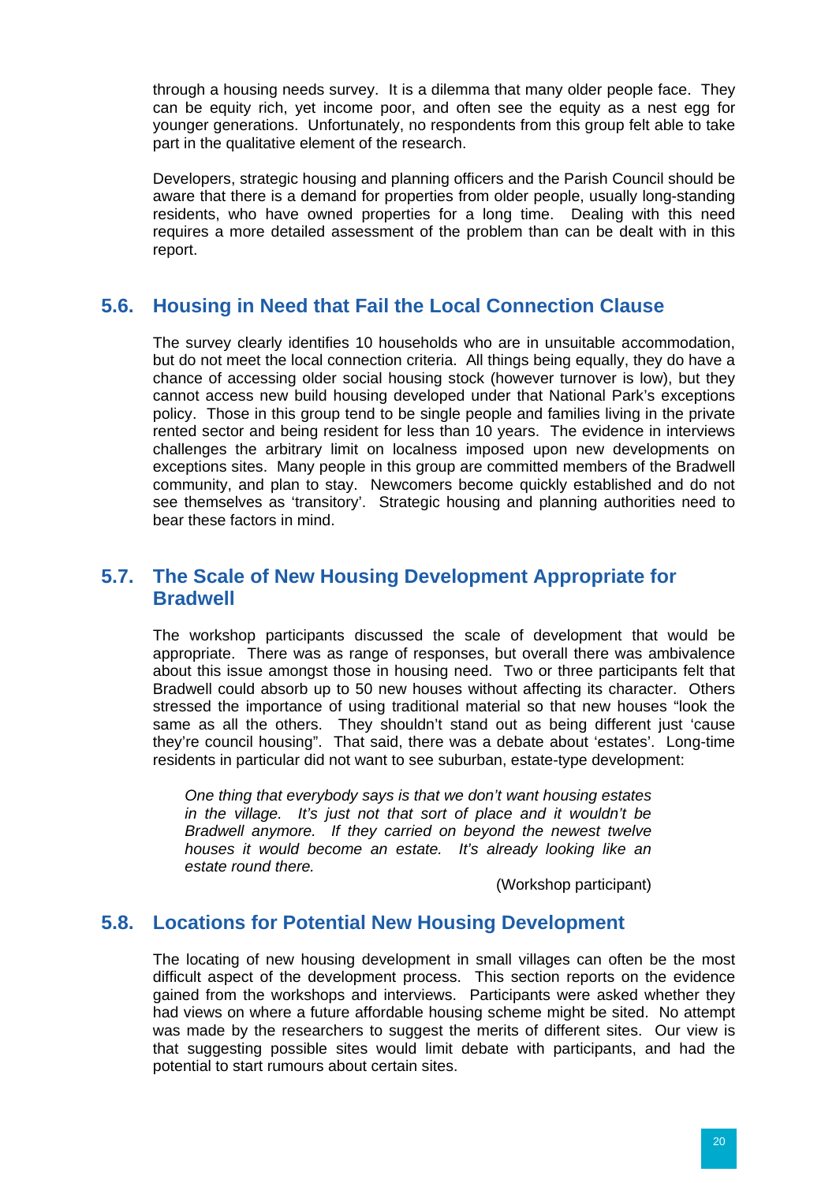through a housing needs survey. It is a dilemma that many older people face. They can be equity rich, yet income poor, and often see the equity as a nest egg for younger generations. Unfortunately, no respondents from this group felt able to take part in the qualitative element of the research.

Developers, strategic housing and planning officers and the Parish Council should be aware that there is a demand for properties from older people, usually long-standing residents, who have owned properties for a long time. Dealing with this need requires a more detailed assessment of the problem than can be dealt with in this report.

## 5.6. Housing in Need that Fail the Local Connection Clause

The survey clearly identifies 10 households who are in unsuitable accommodation, but do not meet the local connection criteria. All things being equally, they do have a chance of accessing older social housing stock (however turnover is low), but they cannot access new build housing developed under that National Park's exceptions policy. Those in this group tend to be single people and families living in the private rented sector and being resident for less than 10 years. The evidence in interviews challenges the arbitrary limit on localness imposed upon new developments on exceptions sites. Many people in this group are committed members of the Bradwell community, and plan to stay. Newcomers become quickly established and do not see themselves as 'transitory'. Strategic housing and planning authorities need to bear these factors in mind.

## 5.7. The Scale of New Housing Development Appropriate for Bradwell

The workshop participants discussed the scale of development that would be appropriate. There was as range of responses, but overall there was ambivalence about this issue amongst those in housing need. Two or three participants felt that Bradwell could absorb up to 50 new houses without affecting its character. Others stressed the importance of using traditional material so that new houses "look the same as all the others. They shouldn't stand out as being different just 'cause they're council housing". That said, there was a debate about 'estates'. Long-time residents in particular did not want to see suburban, estate-type development:

> *One thing that everybody says is that we don't want housing estates in the village. It's just not that sort of place and it wouldn't be Bradwell anymore. If they carried on beyond the newest twelve houses it would become an estate. It's already looking like an estate round there.*
>
> (Workshop participant)

## 5.8. Locations for Potential New Housing Development

The locating of new housing development in small villages can often be the most difficult aspect of the development process. This section reports on the evidence gained from the workshops and interviews. Participants were asked whether they had views on where a future affordable housing scheme might be sited. No attempt was made by the researchers to suggest the merits of different sites. Our view is that suggesting possible sites would limit debate with participants, and had the potential to start rumours about certain sites.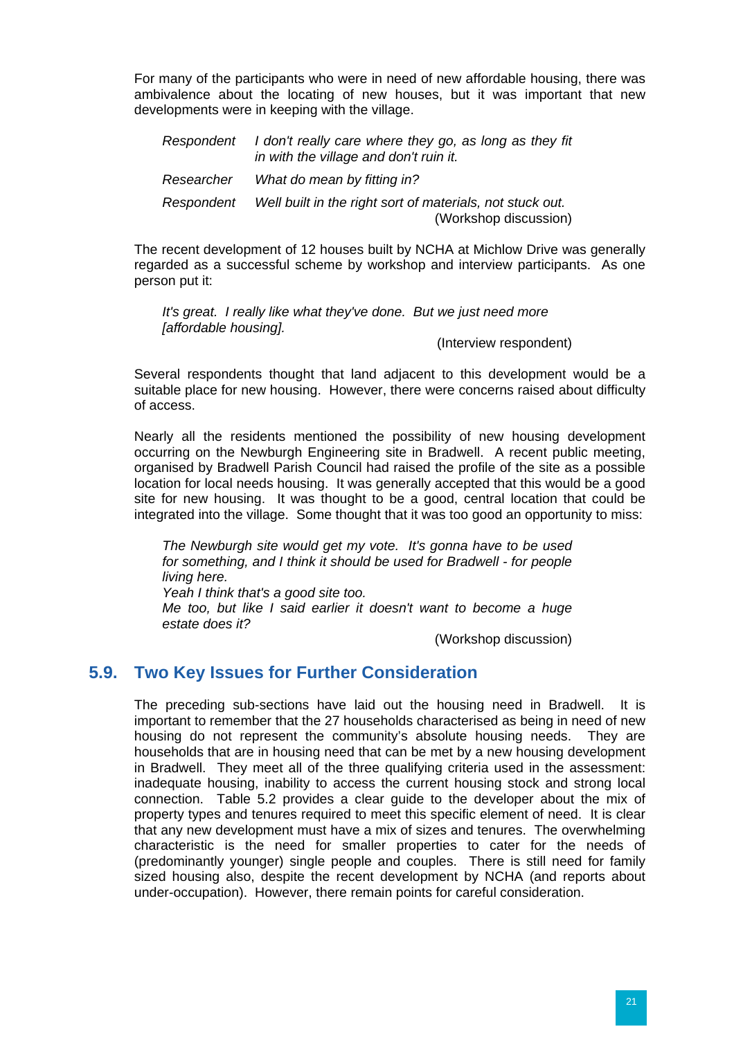For many of the participants who were in need of new affordable housing, there was ambivalence about the locating of new houses, but it was important that new developments were in keeping with the village.

> *Respondent* &nbsp;&nbsp; *I don't really care where they go, as long as they fit in with the village and don't ruin it.*
>
> *Researcher* &nbsp;&nbsp; *What do mean by fitting in?*
>
> *Respondent* &nbsp;&nbsp; *Well built in the right sort of materials, not stuck out.*
>
> (Workshop discussion)

The recent development of 12 houses built by NCHA at Michlow Drive was generally regarded as a successful scheme by workshop and interview participants. As one person put it:

> *It's great. I really like what they've done. But we just need more [affordable housing].*
>
> (Interview respondent)

Several respondents thought that land adjacent to this development would be a suitable place for new housing. However, there were concerns raised about difficulty of access.

Nearly all the residents mentioned the possibility of new housing development occurring on the Newburgh Engineering site in Bradwell. A recent public meeting, organised by Bradwell Parish Council had raised the profile of the site as a possible location for local needs housing. It was generally accepted that this would be a good site for new housing. It was thought to be a good, central location that could be integrated into the village. Some thought that it was too good an opportunity to miss:

> *The Newburgh site would get my vote. It's gonna have to be used for something, and I think it should be used for Bradwell - for people living here.*
>
> *Yeah I think that's a good site too.*
>
> *Me too, but like I said earlier it doesn't want to become a huge estate does it?*
>
> (Workshop discussion)

## 5.9. Two Key Issues for Further Consideration

The preceding sub-sections have laid out the housing need in Bradwell. It is important to remember that the 27 households characterised as being in need of new housing do not represent the community's absolute housing needs. They are households that are in housing need that can be met by a new housing development in Bradwell. They meet all of the three qualifying criteria used in the assessment: inadequate housing, inability to access the current housing stock and strong local connection. Table 5.2 provides a clear guide to the developer about the mix of property types and tenures required to meet this specific element of need. It is clear that any new development must have a mix of sizes and tenures. The overwhelming characteristic is the need for smaller properties to cater for the needs of (predominantly younger) single people and couples. There is still need for family sized housing also, despite the recent development by NCHA (and reports about under-occupation). However, there remain points for careful consideration.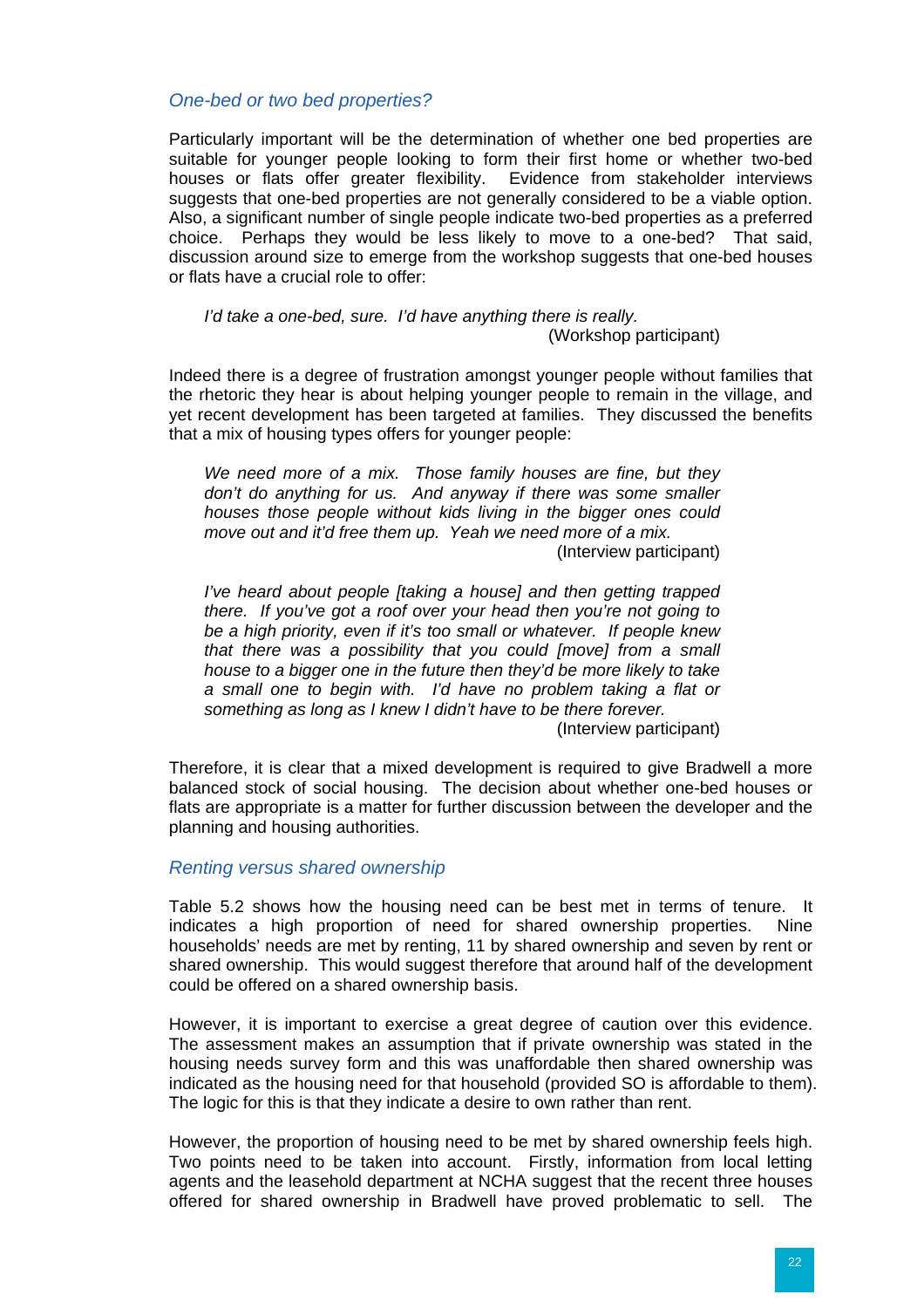### *One-bed or two bed properties?*

Particularly important will be the determination of whether one bed properties are suitable for younger people looking to form their first home or whether two-bed houses or flats offer greater flexibility. Evidence from stakeholder interviews suggests that one-bed properties are not generally considered to be a viable option. Also, a significant number of single people indicate two-bed properties as a preferred choice. Perhaps they would be less likely to move to a one-bed? That said, discussion around size to emerge from the workshop suggests that one-bed houses or flats have a crucial role to offer:

> *I'd take a one-bed, sure. I'd have anything there is really.*
> (Workshop participant)

Indeed there is a degree of frustration amongst younger people without families that the rhetoric they hear is about helping younger people to remain in the village, and yet recent development has been targeted at families. They discussed the benefits that a mix of housing types offers for younger people:

> *We need more of a mix. Those family houses are fine, but they don't do anything for us. And anyway if there was some smaller houses those people without kids living in the bigger ones could move out and it'd free them up. Yeah we need more of a mix.*
> (Interview participant)

> *I've heard about people [taking a house] and then getting trapped there. If you've got a roof over your head then you're not going to be a high priority, even if it's too small or whatever. If people knew that there was a possibility that you could [move] from a small house to a bigger one in the future then they'd be more likely to take a small one to begin with. I'd have no problem taking a flat or something as long as I knew I didn't have to be there forever.*
> (Interview participant)

Therefore, it is clear that a mixed development is required to give Bradwell a more balanced stock of social housing. The decision about whether one-bed houses or flats are appropriate is a matter for further discussion between the developer and the planning and housing authorities.

### *Renting versus shared ownership*

Table 5.2 shows how the housing need can be best met in terms of tenure. It indicates a high proportion of need for shared ownership properties. Nine households' needs are met by renting, 11 by shared ownership and seven by rent or shared ownership. This would suggest therefore that around half of the development could be offered on a shared ownership basis.

However, it is important to exercise a great degree of caution over this evidence. The assessment makes an assumption that if private ownership was stated in the housing needs survey form and this was unaffordable then shared ownership was indicated as the housing need for that household (provided SO is affordable to them). The logic for this is that they indicate a desire to own rather than rent.

However, the proportion of housing need to be met by shared ownership feels high. Two points need to be taken into account. Firstly, information from local letting agents and the leasehold department at NCHA suggest that the recent three houses offered for shared ownership in Bradwell have proved problematic to sell. The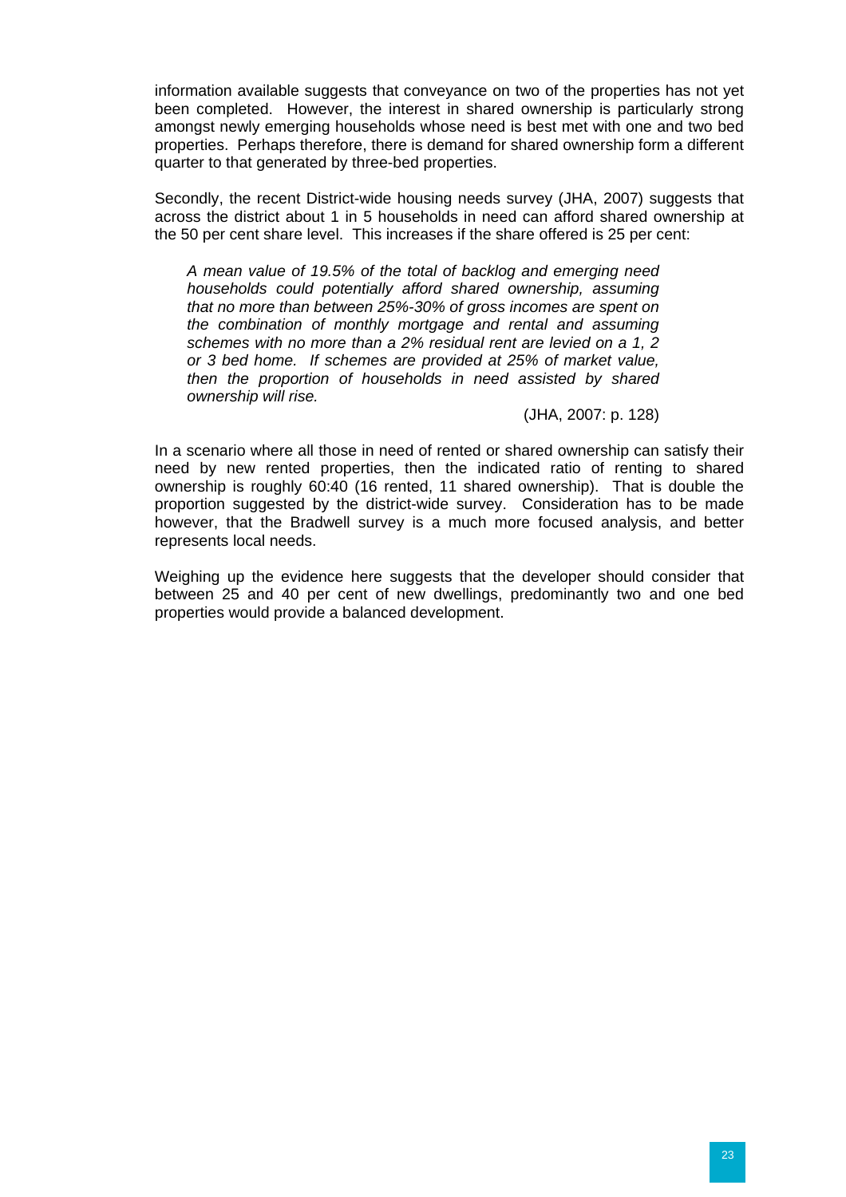information available suggests that conveyance on two of the properties has not yet been completed. However, the interest in shared ownership is particularly strong amongst newly emerging households whose need is best met with one and two bed properties. Perhaps therefore, there is demand for shared ownership form a different quarter to that generated by three-bed properties.

Secondly, the recent District-wide housing needs survey (JHA, 2007) suggests that across the district about 1 in 5 households in need can afford shared ownership at the 50 per cent share level. This increases if the share offered is 25 per cent:

> *A mean value of 19.5% of the total of backlog and emerging need households could potentially afford shared ownership, assuming that no more than between 25%-30% of gross incomes are spent on the combination of monthly mortgage and rental and assuming schemes with no more than a 2% residual rent are levied on a 1, 2 or 3 bed home. If schemes are provided at 25% of market value, then the proportion of households in need assisted by shared ownership will rise.*
>
> (JHA, 2007: p. 128)

In a scenario where all those in need of rented or shared ownership can satisfy their need by new rented properties, then the indicated ratio of renting to shared ownership is roughly 60:40 (16 rented, 11 shared ownership). That is double the proportion suggested by the district-wide survey. Consideration has to be made however, that the Bradwell survey is a much more focused analysis, and better represents local needs.

Weighing up the evidence here suggests that the developer should consider that between 25 and 40 per cent of new dwellings, predominantly two and one bed properties would provide a balanced development.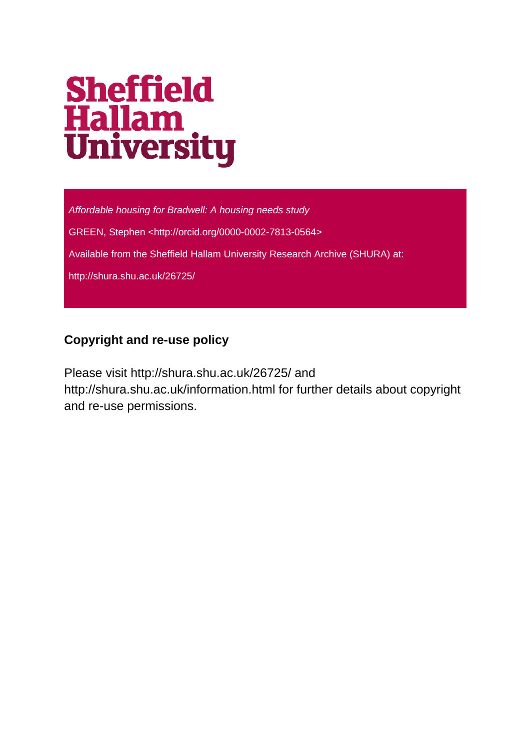# Sheffield Hallam University

*Affordable housing for Bradwell: A housing needs study*

GREEN, Stephen <http://orcid.org/0000-0002-7813-0564>

Available from the Sheffield Hallam University Research Archive (SHURA) at:

http://shura.shu.ac.uk/26725/

## Copyright and re-use policy

Please visit http://shura.shu.ac.uk/26725/ and http://shura.shu.ac.uk/information.html for further details about copyright and re-use permissions.